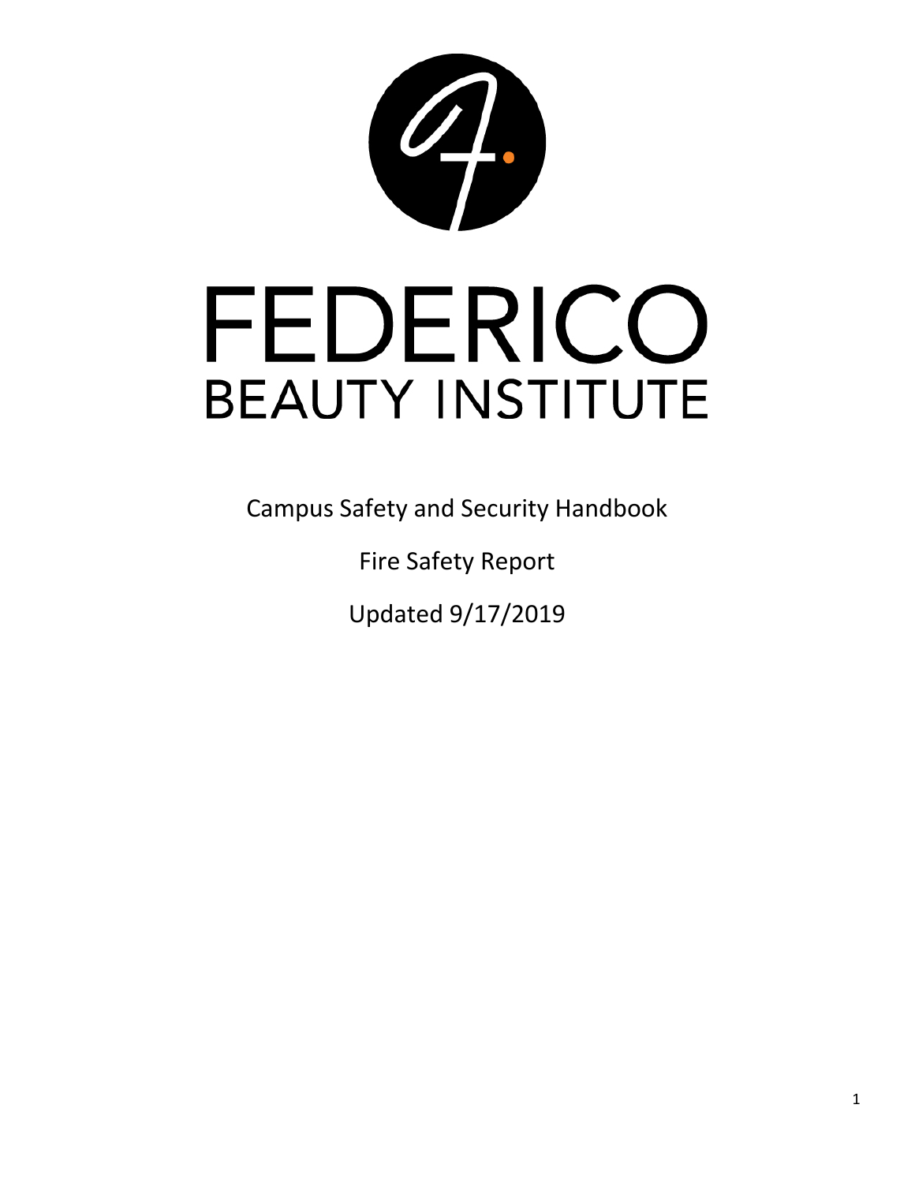# FEDERICO

## BEAUTY INSTITUTE

Campus Safety and Security Handbook

Fire Safety Report

Updated 9/17/2019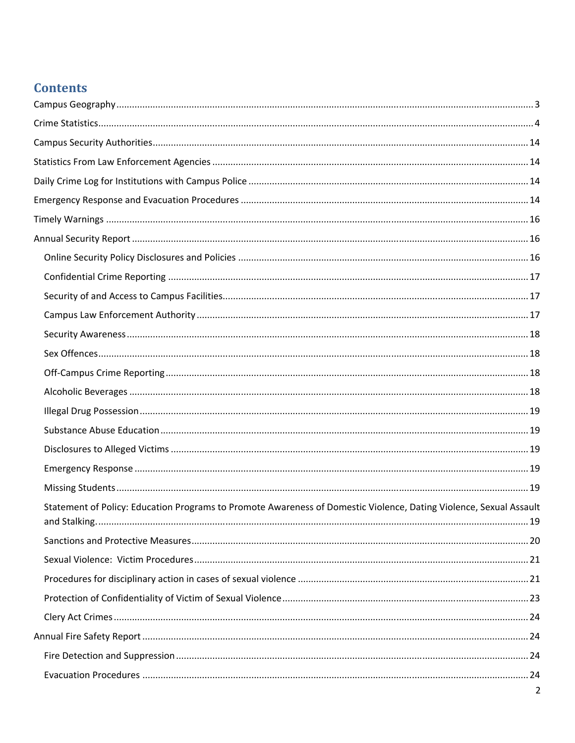# Contents

Campus Geography .......... 3

Crime Statistics .......... 4

Campus Security Authorities .......... 14

Statistics From Law Enforcement Agencies .......... 14

Daily Crime Log for Institutions with Campus Police .......... 14

Emergency Response and Evacuation Procedures .......... 14

Timely Warnings .......... 16

Annual Security Report .......... 16

- Online Security Policy Disclosures and Policies .......... 16
- Confidential Crime Reporting .......... 17
- Security of and Access to Campus Facilities .......... 17
- Campus Law Enforcement Authority .......... 17
- Security Awareness .......... 18
- Sex Offences .......... 18
- Off-Campus Crime Reporting .......... 18
- Alcoholic Beverages .......... 18
- Illegal Drug Possession .......... 19
- Substance Abuse Education .......... 19
- Disclosures to Alleged Victims .......... 19
- Emergency Response .......... 19
- Missing Students .......... 19
- Statement of Policy: Education Programs to Promote Awareness of Domestic Violence, Dating Violence, Sexual Assault and Stalking. .......... 19
- Sanctions and Protective Measures .......... 20
- Sexual Violence: Victim Procedures .......... 21
- Procedures for disciplinary action in cases of sexual violence .......... 21
- Protection of Confidentiality of Victim of Sexual Violence .......... 23
- Clery Act Crimes .......... 24

Annual Fire Safety Report .......... 24

- Fire Detection and Suppression .......... 24
- Evacuation Procedures .......... 24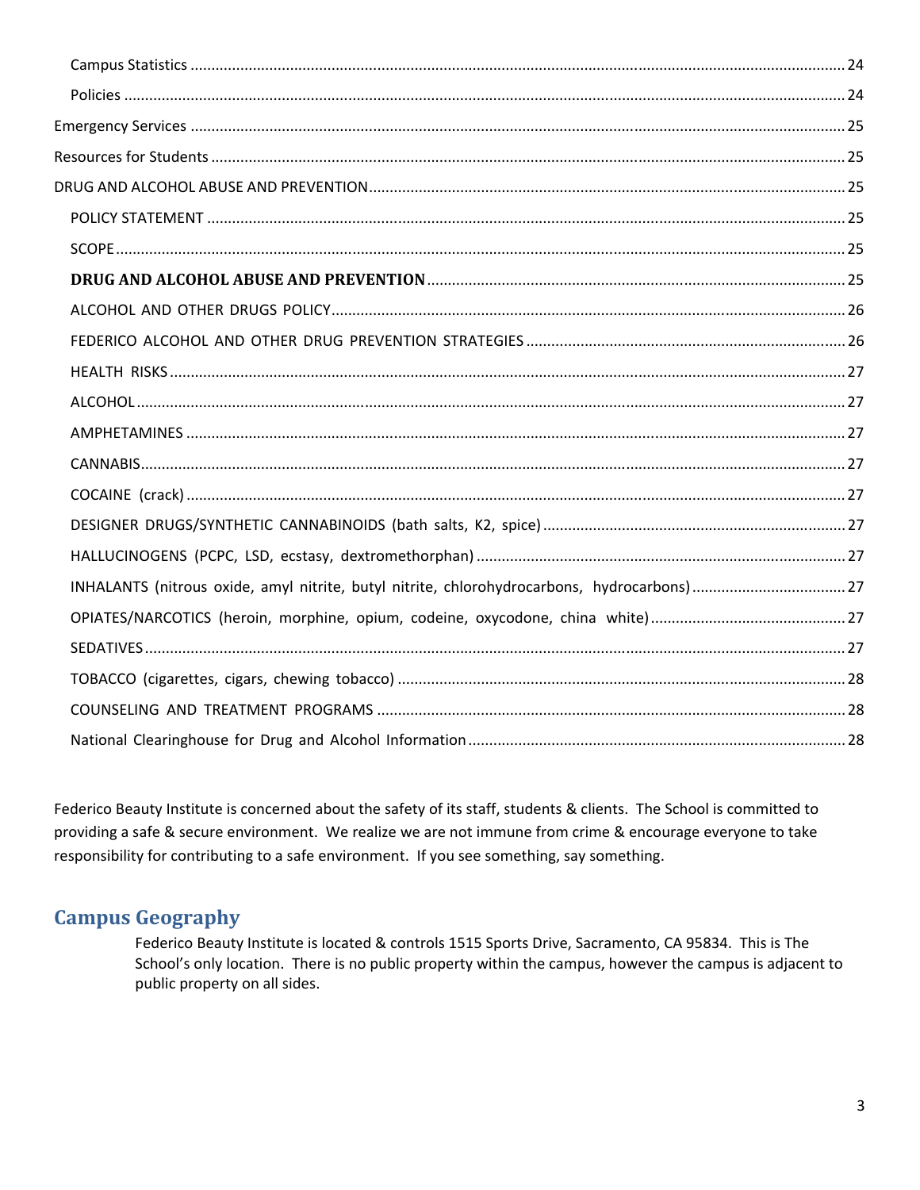Campus Statistics ........................................................................................................................................ 24

Policies ......................................................................................................................................................... 24

Emergency Services ..................................................................................................................................... 25

Resources for Students ................................................................................................................................ 25

DRUG AND ALCOHOL ABUSE AND PREVENTION ........................................................................................ 25

POLICY STATEMENT .................................................................................................................................... 25

SCOPE .......................................................................................................................................................... 25

**DRUG AND ALCOHOL ABUSE AND PREVENTION** ..................................................................................... 25

ALCOHOL AND OTHER DRUGS POLICY ......................................................................................................... 26

FEDERICO ALCOHOL AND OTHER DRUG PREVENTION STRATEGIES ........................................................... 26

HEALTH RISKS .............................................................................................................................................. 27

ALCOHOL ..................................................................................................................................................... 27

AMPHETAMINES .......................................................................................................................................... 27

CANNABIS .................................................................................................................................................... 27

COCAINE (crack) ........................................................................................................................................... 27

DESIGNER DRUGS/SYNTHETIC CANNABINOIDS (bath salts, K2, spice) ......................................................... 27

HALLUCINOGENS (PCPC, LSD, ecstasy, dextromethorphan) ........................................................................ 27

INHALANTS (nitrous oxide, amyl nitrite, butyl nitrite, chlorohydrocarbons, hydrocarbons) ......................... 27

OPIATES/NARCOTICS (heroin, morphine, opium, codeine, oxycodone, china white) .................................... 27

SEDATIVES .................................................................................................................................................... 27

TOBACCO (cigarettes, cigars, chewing tobacco) ........................................................................................... 28

COUNSELING AND TREATMENT PROGRAMS ............................................................................................... 28

National Clearinghouse for Drug and Alcohol Information ........................................................................... 28

Federico Beauty Institute is concerned about the safety of its staff, students & clients. The School is committed to providing a safe & secure environment. We realize we are not immune from crime & encourage everyone to take responsibility for contributing to a safe environment. If you see something, say something.

## Campus Geography

Federico Beauty Institute is located & controls 1515 Sports Drive, Sacramento, CA 95834. This is The School's only location. There is no public property within the campus, however the campus is adjacent to public property on all sides.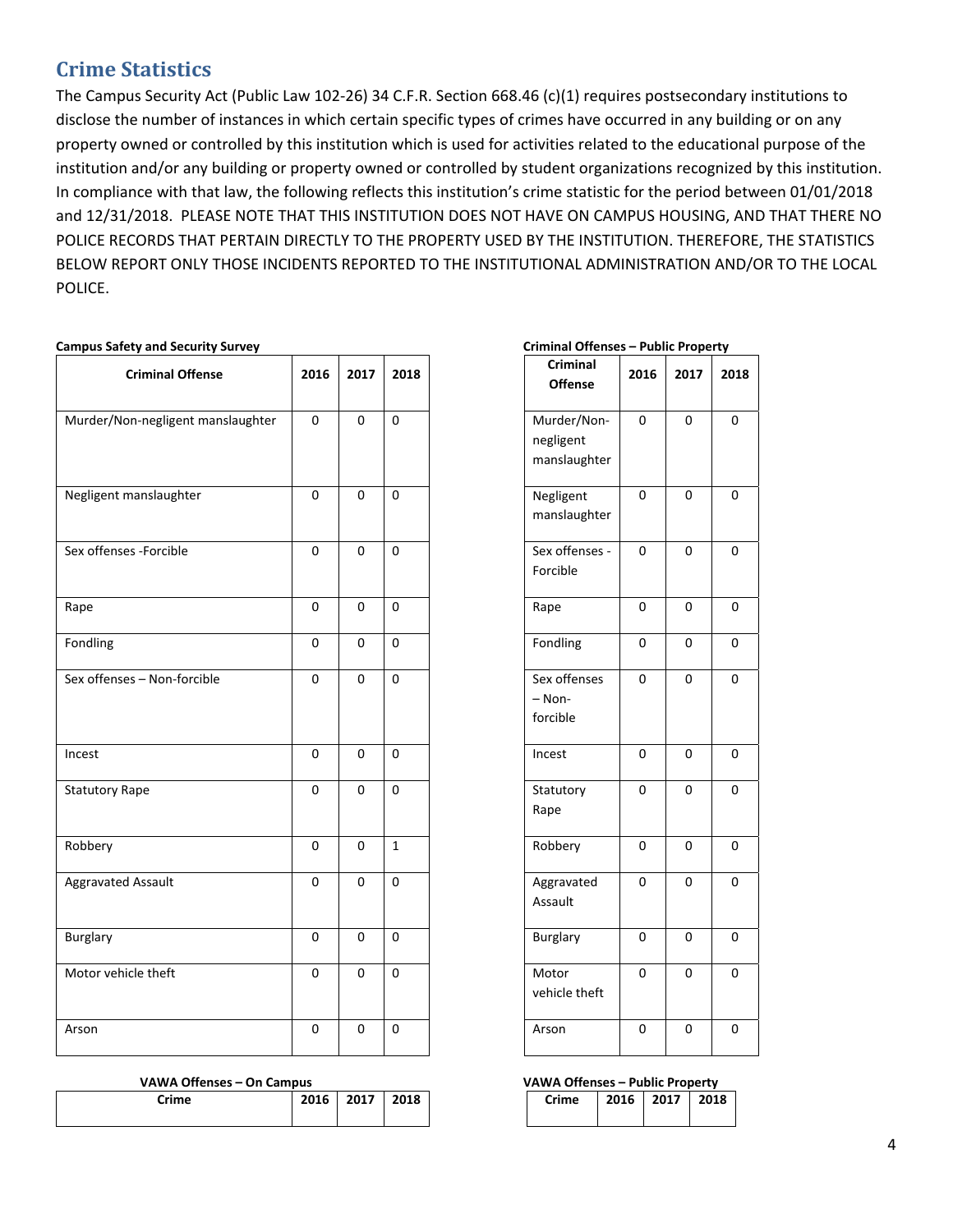## Crime Statistics

The Campus Security Act (Public Law 102-26) 34 C.F.R. Section 668.46 (c)(1) requires postsecondary institutions to disclose the number of instances in which certain specific types of crimes have occurred in any building or on any property owned or controlled by this institution which is used for activities related to the educational purpose of the institution and/or any building or property owned or controlled by student organizations recognized by this institution. In compliance with that law, the following reflects this institution's crime statistic for the period between 01/01/2018 and 12/31/2018. PLEASE NOTE THAT THIS INSTITUTION DOES NOT HAVE ON CAMPUS HOUSING, AND THAT THERE NO POLICE RECORDS THAT PERTAIN DIRECTLY TO THE PROPERTY USED BY THE INSTITUTION. THEREFORE, THE STATISTICS BELOW REPORT ONLY THOSE INCIDENTS REPORTED TO THE INSTITUTIONAL ADMINISTRATION AND/OR TO THE LOCAL POLICE.

**Campus Safety and Security Survey**

| Criminal Offense | 2016 | 2017 | 2018 |
|---|---|---|---|
| Murder/Non-negligent manslaughter | 0 | 0 | 0 |
| Negligent manslaughter | 0 | 0 | 0 |
| Sex offenses -Forcible | 0 | 0 | 0 |
| Rape | 0 | 0 | 0 |
| Fondling | 0 | 0 | 0 |
| Sex offenses – Non-forcible | 0 | 0 | 0 |
| Incest | 0 | 0 | 0 |
| Statutory Rape | 0 | 0 | 0 |
| Robbery | 0 | 0 | 1 |
| Aggravated Assault | 0 | 0 | 0 |
| Burglary | 0 | 0 | 0 |
| Motor vehicle theft | 0 | 0 | 0 |
| Arson | 0 | 0 | 0 |

**Criminal Offenses – Public Property**

| Criminal Offense | 2016 | 2017 | 2018 |
|---|---|---|---|
| Murder/Non-negligent manslaughter | 0 | 0 | 0 |
| Negligent manslaughter | 0 | 0 | 0 |
| Sex offenses - Forcible | 0 | 0 | 0 |
| Rape | 0 | 0 | 0 |
| Fondling | 0 | 0 | 0 |
| Sex offenses – Non-forcible | 0 | 0 | 0 |
| Incest | 0 | 0 | 0 |
| Statutory Rape | 0 | 0 | 0 |
| Robbery | 0 | 0 | 0 |
| Aggravated Assault | 0 | 0 | 0 |
| Burglary | 0 | 0 | 0 |
| Motor vehicle theft | 0 | 0 | 0 |
| Arson | 0 | 0 | 0 |

**VAWA Offenses – On Campus**

| Crime | 2016 | 2017 | 2018 |
|---|---|---|---|

**VAWA Offenses – Public Property**

| Crime | 2016 | 2017 | 2018 |
|---|---|---|---|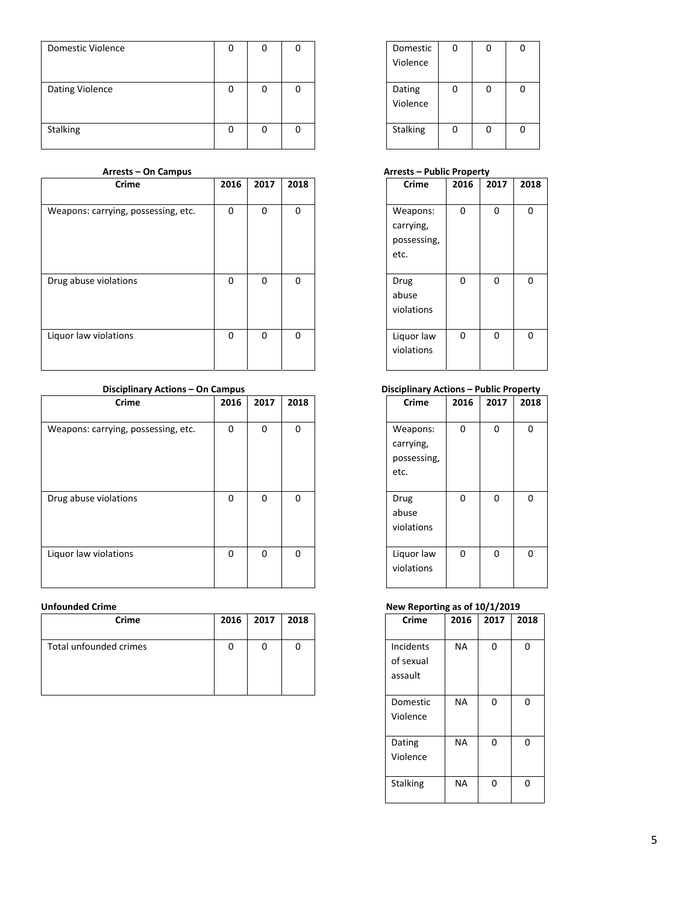| | | | |
|---|---|---|---|
| Domestic Violence | 0 | 0 | 0 |
| Dating Violence | 0 | 0 | 0 |
| Stalking | 0 | 0 | 0 |

| | | | |
|---|---|---|---|
| Domestic Violence | 0 | 0 | 0 |
| Dating Violence | 0 | 0 | 0 |
| Stalking | 0 | 0 | 0 |

**Arrests – On Campus**

| Crime | 2016 | 2017 | 2018 |
|---|---|---|---|
| Weapons: carrying, possessing, etc. | 0 | 0 | 0 |
| Drug abuse violations | 0 | 0 | 0 |
| Liquor law violations | 0 | 0 | 0 |

**Arrests – Public Property**

| Crime | 2016 | 2017 | 2018 |
|---|---|---|---|
| Weapons: carrying, possessing, etc. | 0 | 0 | 0 |
| Drug abuse violations | 0 | 0 | 0 |
| Liquor law violations | 0 | 0 | 0 |

**Disciplinary Actions – On Campus**

| Crime | 2016 | 2017 | 2018 |
|---|---|---|---|
| Weapons: carrying, possessing, etc. | 0 | 0 | 0 |
| Drug abuse violations | 0 | 0 | 0 |
| Liquor law violations | 0 | 0 | 0 |

**Disciplinary Actions – Public Property**

| Crime | 2016 | 2017 | 2018 |
|---|---|---|---|
| Weapons: carrying, possessing, etc. | 0 | 0 | 0 |
| Drug abuse violations | 0 | 0 | 0 |
| Liquor law violations | 0 | 0 | 0 |

**Unfounded Crime**

| Crime | 2016 | 2017 | 2018 |
|---|---|---|---|
| Total unfounded crimes | 0 | 0 | 0 |

**New Reporting as of 10/1/2019**

| Crime | 2016 | 2017 | 2018 |
|---|---|---|---|
| Incidents of sexual assault | NA | 0 | 0 |
| Domestic Violence | NA | 0 | 0 |
| Dating Violence | NA | 0 | 0 |
| Stalking | NA | 0 | 0 |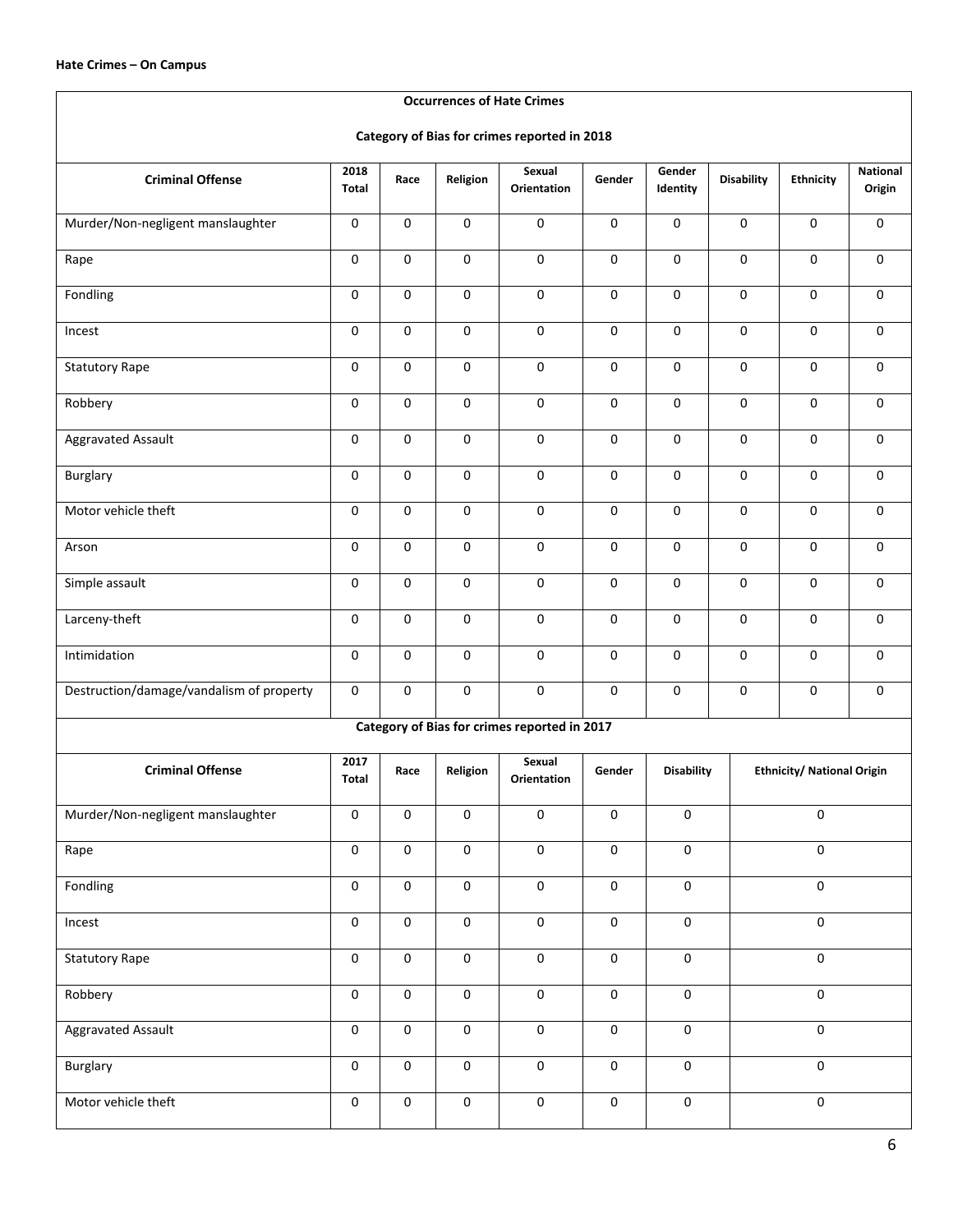**Hate Crimes – On Campus**

| Occurrences of Hate Crimes | | | | | | | | | |
|---|---|---|---|---|---|---|---|---|---|
| Category of Bias for crimes reported in 2018 | | | | | | | | | |
| Criminal Offense | 2018 Total | Race | Religion | Sexual Orientation | Gender | Gender Identity | Disability | Ethnicity | National Origin |
| Murder/Non-negligent manslaughter | 0 | 0 | 0 | 0 | 0 | 0 | 0 | 0 | 0 |
| Rape | 0 | 0 | 0 | 0 | 0 | 0 | 0 | 0 | 0 |
| Fondling | 0 | 0 | 0 | 0 | 0 | 0 | 0 | 0 | 0 |
| Incest | 0 | 0 | 0 | 0 | 0 | 0 | 0 | 0 | 0 |
| Statutory Rape | 0 | 0 | 0 | 0 | 0 | 0 | 0 | 0 | 0 |
| Robbery | 0 | 0 | 0 | 0 | 0 | 0 | 0 | 0 | 0 |
| Aggravated Assault | 0 | 0 | 0 | 0 | 0 | 0 | 0 | 0 | 0 |
| Burglary | 0 | 0 | 0 | 0 | 0 | 0 | 0 | 0 | 0 |
| Motor vehicle theft | 0 | 0 | 0 | 0 | 0 | 0 | 0 | 0 | 0 |
| Arson | 0 | 0 | 0 | 0 | 0 | 0 | 0 | 0 | 0 |
| Simple assault | 0 | 0 | 0 | 0 | 0 | 0 | 0 | 0 | 0 |
| Larceny-theft | 0 | 0 | 0 | 0 | 0 | 0 | 0 | 0 | 0 |
| Intimidation | 0 | 0 | 0 | 0 | 0 | 0 | 0 | 0 | 0 |
| Destruction/damage/vandalism of property | 0 | 0 | 0 | 0 | 0 | 0 | 0 | 0 | 0 |

| Category of Bias for crimes reported in 2017 | | | | | | | |
|---|---|---|---|---|---|---|---|
| Criminal Offense | 2017 Total | Race | Religion | Sexual Orientation | Gender | Disability | Ethnicity/ National Origin |
| Murder/Non-negligent manslaughter | 0 | 0 | 0 | 0 | 0 | 0 | 0 |
| Rape | 0 | 0 | 0 | 0 | 0 | 0 | 0 |
| Fondling | 0 | 0 | 0 | 0 | 0 | 0 | 0 |
| Incest | 0 | 0 | 0 | 0 | 0 | 0 | 0 |
| Statutory Rape | 0 | 0 | 0 | 0 | 0 | 0 | 0 |
| Robbery | 0 | 0 | 0 | 0 | 0 | 0 | 0 |
| Aggravated Assault | 0 | 0 | 0 | 0 | 0 | 0 | 0 |
| Burglary | 0 | 0 | 0 | 0 | 0 | 0 | 0 |
| Motor vehicle theft | 0 | 0 | 0 | 0 | 0 | 0 | 0 |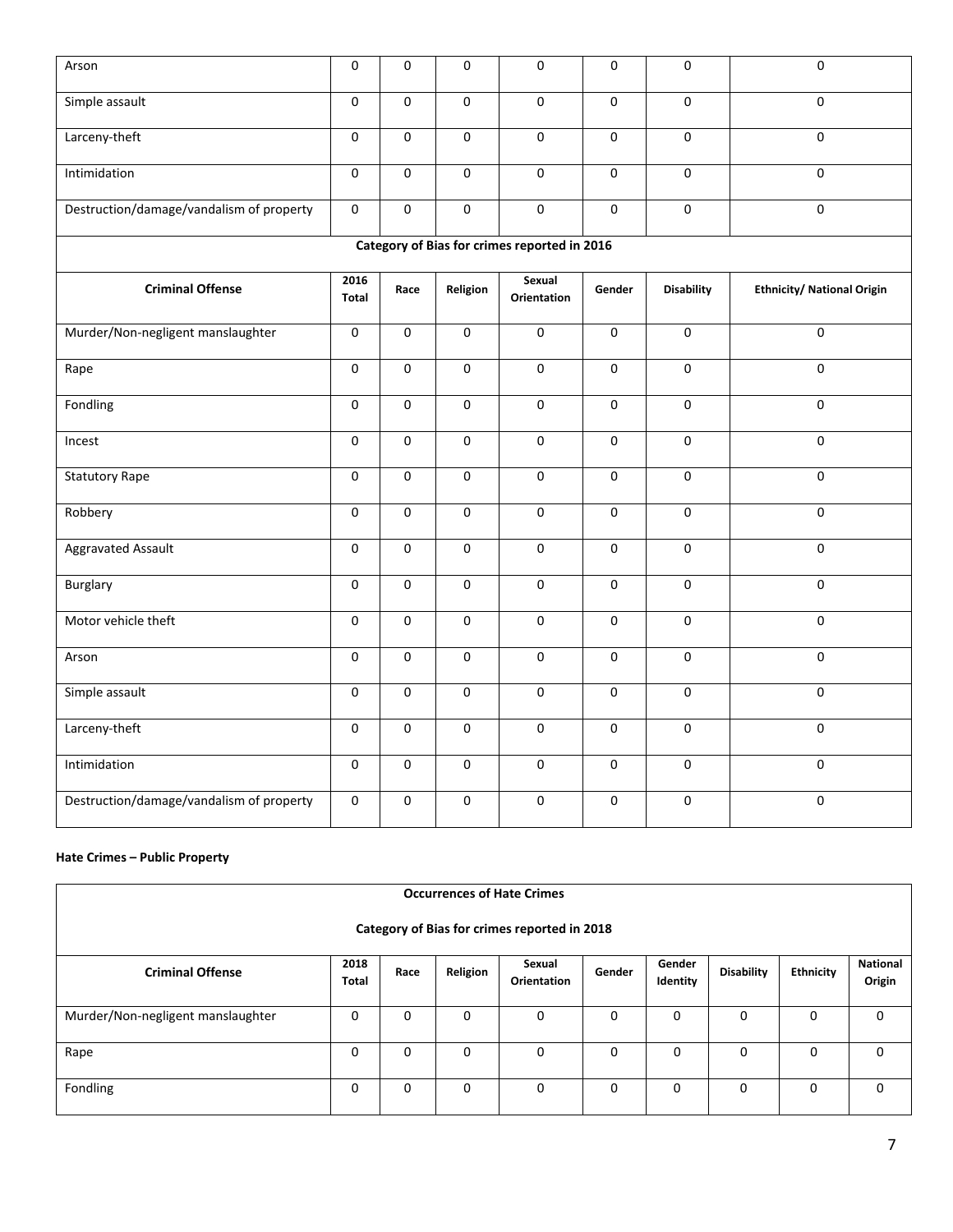| | | | | | | | |
|---|---|---|---|---|---|---|---|
| Arson | 0 | 0 | 0 | 0 | 0 | 0 | 0 |
| Simple assault | 0 | 0 | 0 | 0 | 0 | 0 | 0 |
| Larceny-theft | 0 | 0 | 0 | 0 | 0 | 0 | 0 |
| Intimidation | 0 | 0 | 0 | 0 | 0 | 0 | 0 |
| Destruction/damage/vandalism of property | 0 | 0 | 0 | 0 | 0 | 0 | 0 |
| **Category of Bias for crimes reported in 2016** | | | | | | | |
| **Criminal Offense** | **2016 Total** | **Race** | **Religion** | **Sexual Orientation** | **Gender** | **Disability** | **Ethnicity/ National Origin** |
| Murder/Non-negligent manslaughter | 0 | 0 | 0 | 0 | 0 | 0 | 0 |
| Rape | 0 | 0 | 0 | 0 | 0 | 0 | 0 |
| Fondling | 0 | 0 | 0 | 0 | 0 | 0 | 0 |
| Incest | 0 | 0 | 0 | 0 | 0 | 0 | 0 |
| Statutory Rape | 0 | 0 | 0 | 0 | 0 | 0 | 0 |
| Robbery | 0 | 0 | 0 | 0 | 0 | 0 | 0 |
| Aggravated Assault | 0 | 0 | 0 | 0 | 0 | 0 | 0 |
| Burglary | 0 | 0 | 0 | 0 | 0 | 0 | 0 |
| Motor vehicle theft | 0 | 0 | 0 | 0 | 0 | 0 | 0 |
| Arson | 0 | 0 | 0 | 0 | 0 | 0 | 0 |
| Simple assault | 0 | 0 | 0 | 0 | 0 | 0 | 0 |
| Larceny-theft | 0 | 0 | 0 | 0 | 0 | 0 | 0 |
| Intimidation | 0 | 0 | 0 | 0 | 0 | 0 | 0 |
| Destruction/damage/vandalism of property | 0 | 0 | 0 | 0 | 0 | 0 | 0 |

**Hate Crimes – Public Property**

| **Occurrences of Hate Crimes** | | | | | | | | | |
|---|---|---|---|---|---|---|---|---|---|
| **Category of Bias for crimes reported in 2018** | | | | | | | | | |
| **Criminal Offense** | **2018 Total** | **Race** | **Religion** | **Sexual Orientation** | **Gender** | **Gender Identity** | **Disability** | **Ethnicity** | **National Origin** |
| Murder/Non-negligent manslaughter | 0 | 0 | 0 | 0 | 0 | 0 | 0 | 0 | 0 |
| Rape | 0 | 0 | 0 | 0 | 0 | 0 | 0 | 0 | 0 |
| Fondling | 0 | 0 | 0 | 0 | 0 | 0 | 0 | 0 | 0 |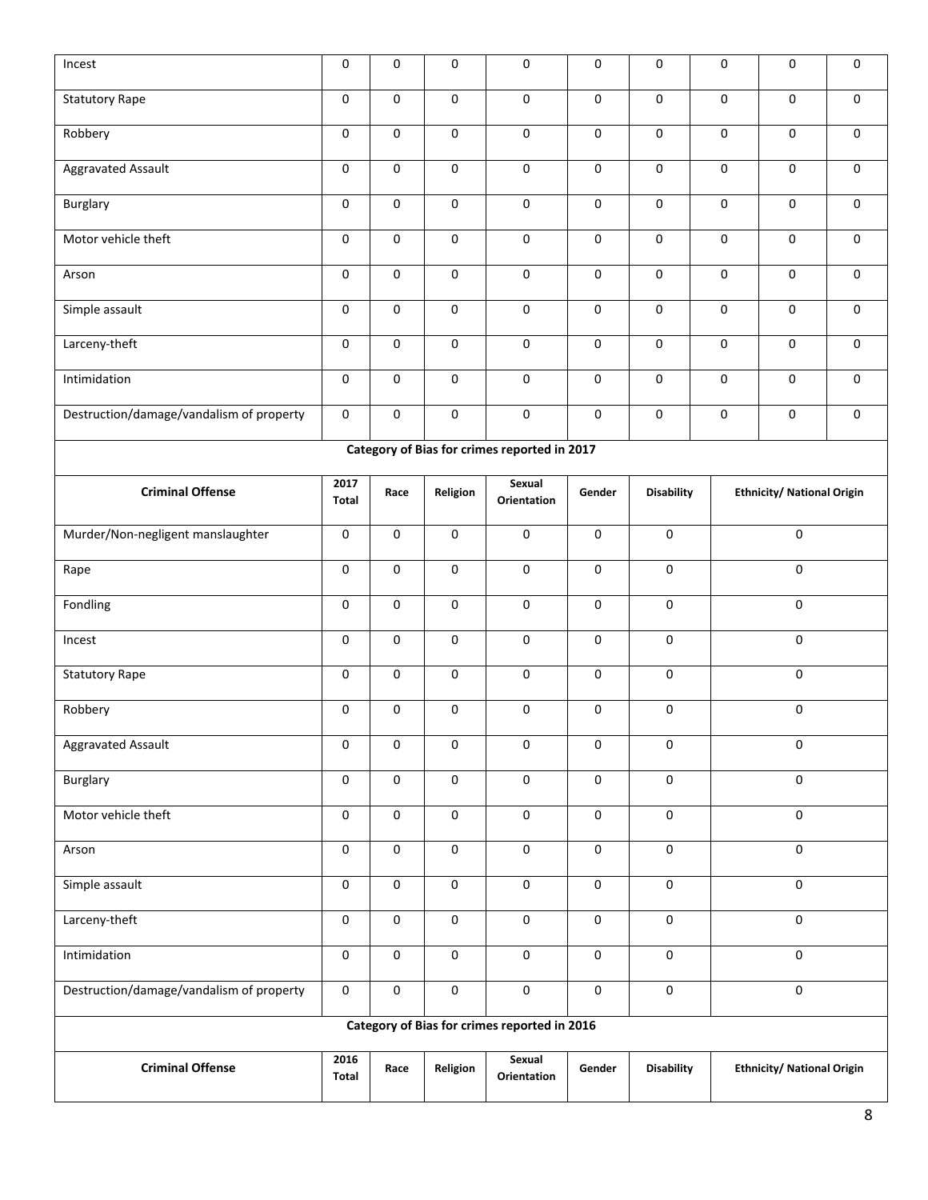| | | | | | | | | | |
|---|---|---|---|---|---|---|---|---|---|
| Incest | 0 | 0 | 0 | 0 | 0 | 0 | 0 | 0 | 0 |
| Statutory Rape | 0 | 0 | 0 | 0 | 0 | 0 | 0 | 0 | 0 |
| Robbery | 0 | 0 | 0 | 0 | 0 | 0 | 0 | 0 | 0 |
| Aggravated Assault | 0 | 0 | 0 | 0 | 0 | 0 | 0 | 0 | 0 |
| Burglary | 0 | 0 | 0 | 0 | 0 | 0 | 0 | 0 | 0 |
| Motor vehicle theft | 0 | 0 | 0 | 0 | 0 | 0 | 0 | 0 | 0 |
| Arson | 0 | 0 | 0 | 0 | 0 | 0 | 0 | 0 | 0 |
| Simple assault | 0 | 0 | 0 | 0 | 0 | 0 | 0 | 0 | 0 |
| Larceny-theft | 0 | 0 | 0 | 0 | 0 | 0 | 0 | 0 | 0 |
| Intimidation | 0 | 0 | 0 | 0 | 0 | 0 | 0 | 0 | 0 |
| Destruction/damage/vandalism of property | 0 | 0 | 0 | 0 | 0 | 0 | 0 | 0 | 0 |

**Category of Bias for crimes reported in 2017**

| Criminal Offense | 2017 Total | Race | Religion | Sexual Orientation | Gender | Disability | Ethnicity/ National Origin |
|---|---|---|---|---|---|---|---|
| Murder/Non-negligent manslaughter | 0 | 0 | 0 | 0 | 0 | 0 | 0 |
| Rape | 0 | 0 | 0 | 0 | 0 | 0 | 0 |
| Fondling | 0 | 0 | 0 | 0 | 0 | 0 | 0 |
| Incest | 0 | 0 | 0 | 0 | 0 | 0 | 0 |
| Statutory Rape | 0 | 0 | 0 | 0 | 0 | 0 | 0 |
| Robbery | 0 | 0 | 0 | 0 | 0 | 0 | 0 |
| Aggravated Assault | 0 | 0 | 0 | 0 | 0 | 0 | 0 |
| Burglary | 0 | 0 | 0 | 0 | 0 | 0 | 0 |
| Motor vehicle theft | 0 | 0 | 0 | 0 | 0 | 0 | 0 |
| Arson | 0 | 0 | 0 | 0 | 0 | 0 | 0 |
| Simple assault | 0 | 0 | 0 | 0 | 0 | 0 | 0 |
| Larceny-theft | 0 | 0 | 0 | 0 | 0 | 0 | 0 |
| Intimidation | 0 | 0 | 0 | 0 | 0 | 0 | 0 |
| Destruction/damage/vandalism of property | 0 | 0 | 0 | 0 | 0 | 0 | 0 |

**Category of Bias for crimes reported in 2016**

| Criminal Offense | 2016 Total | Race | Religion | Sexual Orientation | Gender | Disability | Ethnicity/ National Origin |
|---|---|---|---|---|---|---|---|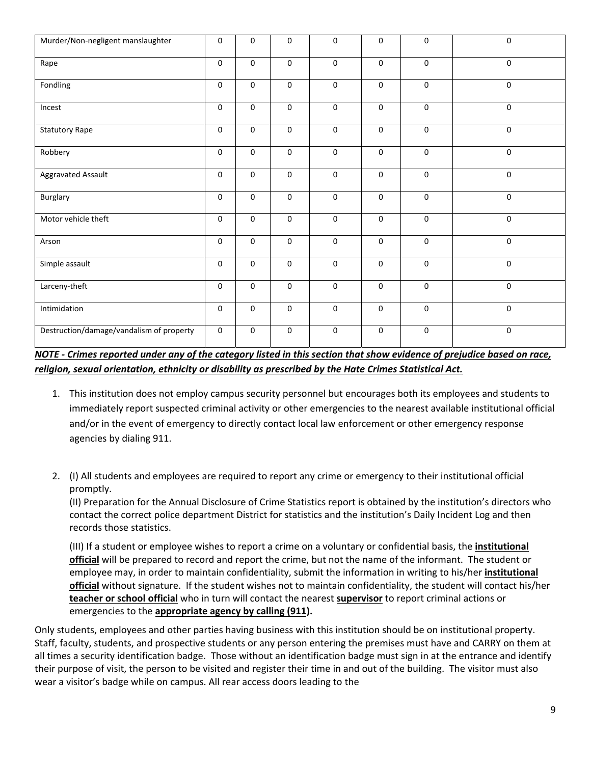| | | | | | | | |
|---|---|---|---|---|---|---|---|
| Murder/Non-negligent manslaughter | 0 | 0 | 0 | 0 | 0 | 0 | 0 |
| Rape | 0 | 0 | 0 | 0 | 0 | 0 | 0 |
| Fondling | 0 | 0 | 0 | 0 | 0 | 0 | 0 |
| Incest | 0 | 0 | 0 | 0 | 0 | 0 | 0 |
| Statutory Rape | 0 | 0 | 0 | 0 | 0 | 0 | 0 |
| Robbery | 0 | 0 | 0 | 0 | 0 | 0 | 0 |
| Aggravated Assault | 0 | 0 | 0 | 0 | 0 | 0 | 0 |
| Burglary | 0 | 0 | 0 | 0 | 0 | 0 | 0 |
| Motor vehicle theft | 0 | 0 | 0 | 0 | 0 | 0 | 0 |
| Arson | 0 | 0 | 0 | 0 | 0 | 0 | 0 |
| Simple assault | 0 | 0 | 0 | 0 | 0 | 0 | 0 |
| Larceny-theft | 0 | 0 | 0 | 0 | 0 | 0 | 0 |
| Intimidation | 0 | 0 | 0 | 0 | 0 | 0 | 0 |
| Destruction/damage/vandalism of property | 0 | 0 | 0 | 0 | 0 | 0 | 0 |

***NOTE - Crimes reported under any of the category listed in this section that show evidence of prejudice based on race, religion, sexual orientation, ethnicity or disability as prescribed by the Hate Crimes Statistical Act.***

1. This institution does not employ campus security personnel but encourages both its employees and students to immediately report suspected criminal activity or other emergencies to the nearest available institutional official and/or in the event of emergency to directly contact local law enforcement or other emergency response agencies by dialing 911.

2. (I) All students and employees are required to report any crime or emergency to their institutional official promptly.

   (II) Preparation for the Annual Disclosure of Crime Statistics report is obtained by the institution's directors who contact the correct police department District for statistics and the institution's Daily Incident Log and then records those statistics.

   (III) If a student or employee wishes to report a crime on a voluntary or confidential basis, the **institutional official** will be prepared to record and report the crime, but not the name of the informant. The student or employee may, in order to maintain confidentiality, submit the information in writing to his/her **institutional official** without signature. If the student wishes not to maintain confidentiality, the student will contact his/her **teacher or school official** who in turn will contact the nearest **supervisor** to report criminal actions or emergencies to the **appropriate agency by calling (911).**

Only students, employees and other parties having business with this institution should be on institutional property. Staff, faculty, students, and prospective students or any person entering the premises must have and CARRY on them at all times a security identification badge. Those without an identification badge must sign in at the entrance and identify their purpose of visit, the person to be visited and register their time in and out of the building. The visitor must also wear a visitor's badge while on campus. All rear access doors leading to the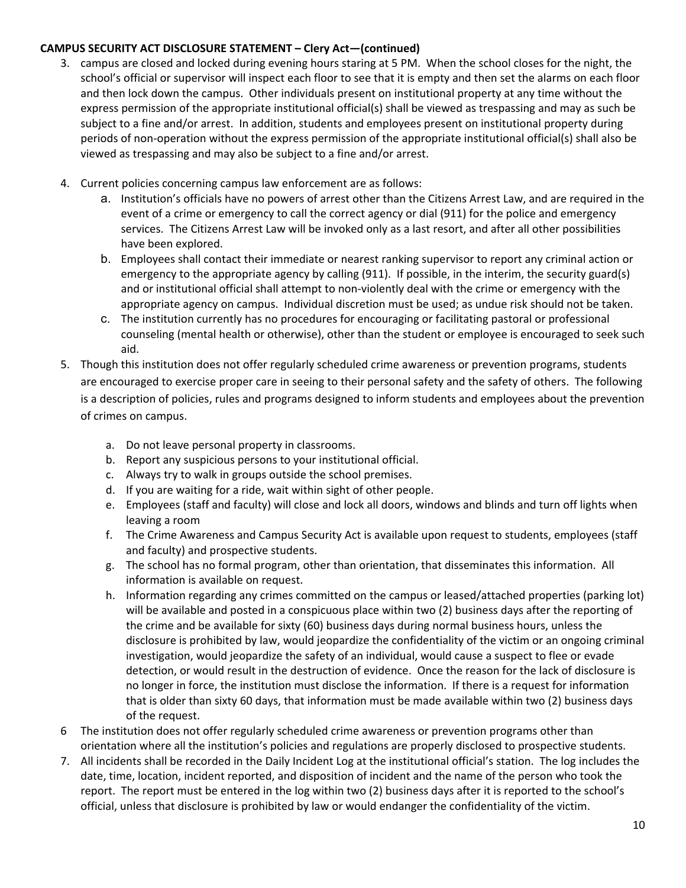**CAMPUS SECURITY ACT DISCLOSURE STATEMENT – Clery Act—(continued)**

3. campus are closed and locked during evening hours staring at 5 PM. When the school closes for the night, the school's official or supervisor will inspect each floor to see that it is empty and then set the alarms on each floor and then lock down the campus. Other individuals present on institutional property at any time without the express permission of the appropriate institutional official(s) shall be viewed as trespassing and may as such be subject to a fine and/or arrest. In addition, students and employees present on institutional property during periods of non-operation without the express permission of the appropriate institutional official(s) shall also be viewed as trespassing and may also be subject to a fine and/or arrest.

4. Current policies concerning campus law enforcement are as follows:
   a. Institution's officials have no powers of arrest other than the Citizens Arrest Law, and are required in the event of a crime or emergency to call the correct agency or dial (911) for the police and emergency services. The Citizens Arrest Law will be invoked only as a last resort, and after all other possibilities have been explored.
   b. Employees shall contact their immediate or nearest ranking supervisor to report any criminal action or emergency to the appropriate agency by calling (911). If possible, in the interim, the security guard(s) and or institutional official shall attempt to non-violently deal with the crime or emergency with the appropriate agency on campus. Individual discretion must be used; as undue risk should not be taken.
   c. The institution currently has no procedures for encouraging or facilitating pastoral or professional counseling (mental health or otherwise), other than the student or employee is encouraged to seek such aid.
5. Though this institution does not offer regularly scheduled crime awareness or prevention programs, students are encouraged to exercise proper care in seeing to their personal safety and the safety of others. The following is a description of policies, rules and programs designed to inform students and employees about the prevention of crimes on campus.
   a. Do not leave personal property in classrooms.
   b. Report any suspicious persons to your institutional official.
   c. Always try to walk in groups outside the school premises.
   d. If you are waiting for a ride, wait within sight of other people.
   e. Employees (staff and faculty) will close and lock all doors, windows and blinds and turn off lights when leaving a room
   f. The Crime Awareness and Campus Security Act is available upon request to students, employees (staff and faculty) and prospective students.
   g. The school has no formal program, other than orientation, that disseminates this information. All information is available on request.
   h. Information regarding any crimes committed on the campus or leased/attached properties (parking lot) will be available and posted in a conspicuous place within two (2) business days after the reporting of the crime and be available for sixty (60) business days during normal business hours, unless the disclosure is prohibited by law, would jeopardize the confidentiality of the victim or an ongoing criminal investigation, would jeopardize the safety of an individual, would cause a suspect to flee or evade detection, or would result in the destruction of evidence. Once the reason for the lack of disclosure is no longer in force, the institution must disclose the information. If there is a request for information that is older than sixty 60 days, that information must be made available within two (2) business days of the request.

6 The institution does not offer regularly scheduled crime awareness or prevention programs other than orientation where all the institution's policies and regulations are properly disclosed to prospective students.

7. All incidents shall be recorded in the Daily Incident Log at the institutional official's station. The log includes the date, time, location, incident reported, and disposition of incident and the name of the person who took the report. The report must be entered in the log within two (2) business days after it is reported to the school's official, unless that disclosure is prohibited by law or would endanger the confidentiality of the victim.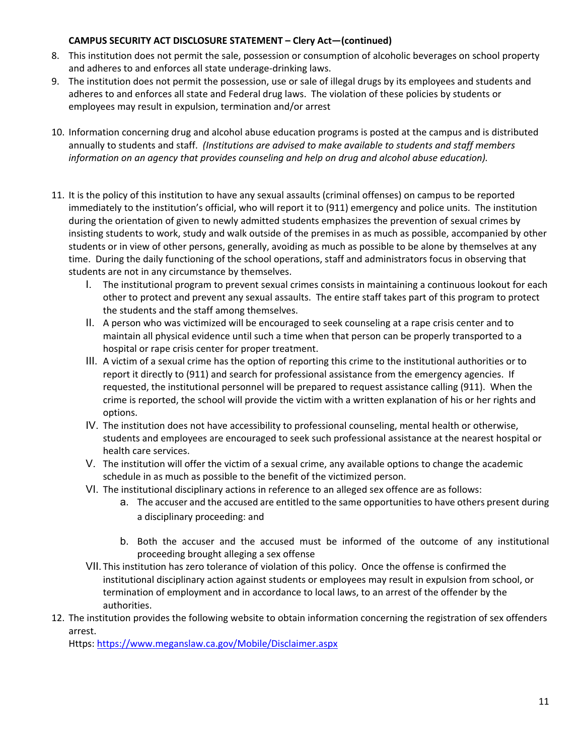**CAMPUS SECURITY ACT DISCLOSURE STATEMENT – Clery Act—(continued)**

8. This institution does not permit the sale, possession or consumption of alcoholic beverages on school property and adheres to and enforces all state underage-drinking laws.
9. The institution does not permit the possession, use or sale of illegal drugs by its employees and students and adheres to and enforces all state and Federal drug laws. The violation of these policies by students or employees may result in expulsion, termination and/or arrest
10. Information concerning drug and alcohol abuse education programs is posted at the campus and is distributed annually to students and staff. *(Institutions are advised to make available to students and staff members information on an agency that provides counseling and help on drug and alcohol abuse education).*
11. It is the policy of this institution to have any sexual assaults (criminal offenses) on campus to be reported immediately to the institution's official, who will report it to (911) emergency and police units. The institution during the orientation of given to newly admitted students emphasizes the prevention of sexual crimes by insisting students to work, study and walk outside of the premises in as much as possible, accompanied by other students or in view of other persons, generally, avoiding as much as possible to be alone by themselves at any time. During the daily functioning of the school operations, staff and administrators focus in observing that students are not in any circumstance by themselves.
    - I. The institutional program to prevent sexual crimes consists in maintaining a continuous lookout for each other to protect and prevent any sexual assaults. The entire staff takes part of this program to protect the students and the staff among themselves.
    - II. A person who was victimized will be encouraged to seek counseling at a rape crisis center and to maintain all physical evidence until such a time when that person can be properly transported to a hospital or rape crisis center for proper treatment.
    - III. A victim of a sexual crime has the option of reporting this crime to the institutional authorities or to report it directly to (911) and search for professional assistance from the emergency agencies. If requested, the institutional personnel will be prepared to request assistance calling (911). When the crime is reported, the school will provide the victim with a written explanation of his or her rights and options.
    - IV. The institution does not have accessibility to professional counseling, mental health or otherwise, students and employees are encouraged to seek such professional assistance at the nearest hospital or health care services.
    - V. The institution will offer the victim of a sexual crime, any available options to change the academic schedule in as much as possible to the benefit of the victimized person.
    - VI. The institutional disciplinary actions in reference to an alleged sex offence are as follows:
        - a. The accuser and the accused are entitled to the same opportunities to have others present during a disciplinary proceeding: and
        - b. Both the accuser and the accused must be informed of the outcome of any institutional proceeding brought alleging a sex offense
    - VII. This institution has zero tolerance of violation of this policy. Once the offense is confirmed the institutional disciplinary action against students or employees may result in expulsion from school, or termination of employment and in accordance to local laws, to an arrest of the offender by the authorities.
12. The institution provides the following website to obtain information concerning the registration of sex offenders arrest.
    Https: https://www.meganslaw.ca.gov/Mobile/Disclaimer.aspx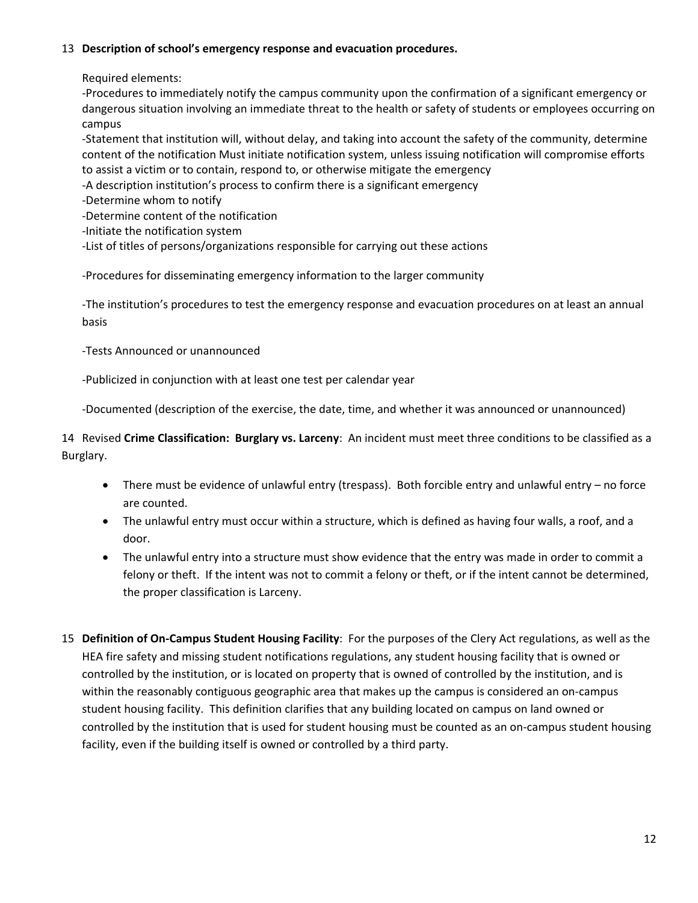13 **Description of school's emergency response and evacuation procedures.**

Required elements:
-Procedures to immediately notify the campus community upon the confirmation of a significant emergency or dangerous situation involving an immediate threat to the health or safety of students or employees occurring on campus
-Statement that institution will, without delay, and taking into account the safety of the community, determine content of the notification Must initiate notification system, unless issuing notification will compromise efforts to assist a victim or to contain, respond to, or otherwise mitigate the emergency
-A description institution's process to confirm there is a significant emergency
-Determine whom to notify
-Determine content of the notification
-Initiate the notification system
-List of titles of persons/organizations responsible for carrying out these actions

-Procedures for disseminating emergency information to the larger community

-The institution's procedures to test the emergency response and evacuation procedures on at least an annual basis

-Tests Announced or unannounced

-Publicized in conjunction with at least one test per calendar year

-Documented (description of the exercise, the date, time, and whether it was announced or unannounced)

14 Revised **Crime Classification: Burglary vs. Larceny**: An incident must meet three conditions to be classified as a Burglary.

- There must be evidence of unlawful entry (trespass). Both forcible entry and unlawful entry – no force are counted.
- The unlawful entry must occur within a structure, which is defined as having four walls, a roof, and a door.
- The unlawful entry into a structure must show evidence that the entry was made in order to commit a felony or theft. If the intent was not to commit a felony or theft, or if the intent cannot be determined, the proper classification is Larceny.

15 **Definition of On-Campus Student Housing Facility**: For the purposes of the Clery Act regulations, as well as the HEA fire safety and missing student notifications regulations, any student housing facility that is owned or controlled by the institution, or is located on property that is owned of controlled by the institution, and is within the reasonably contiguous geographic area that makes up the campus is considered an on-campus student housing facility. This definition clarifies that any building located on campus on land owned or controlled by the institution that is used for student housing must be counted as an on-campus student housing facility, even if the building itself is owned or controlled by a third party.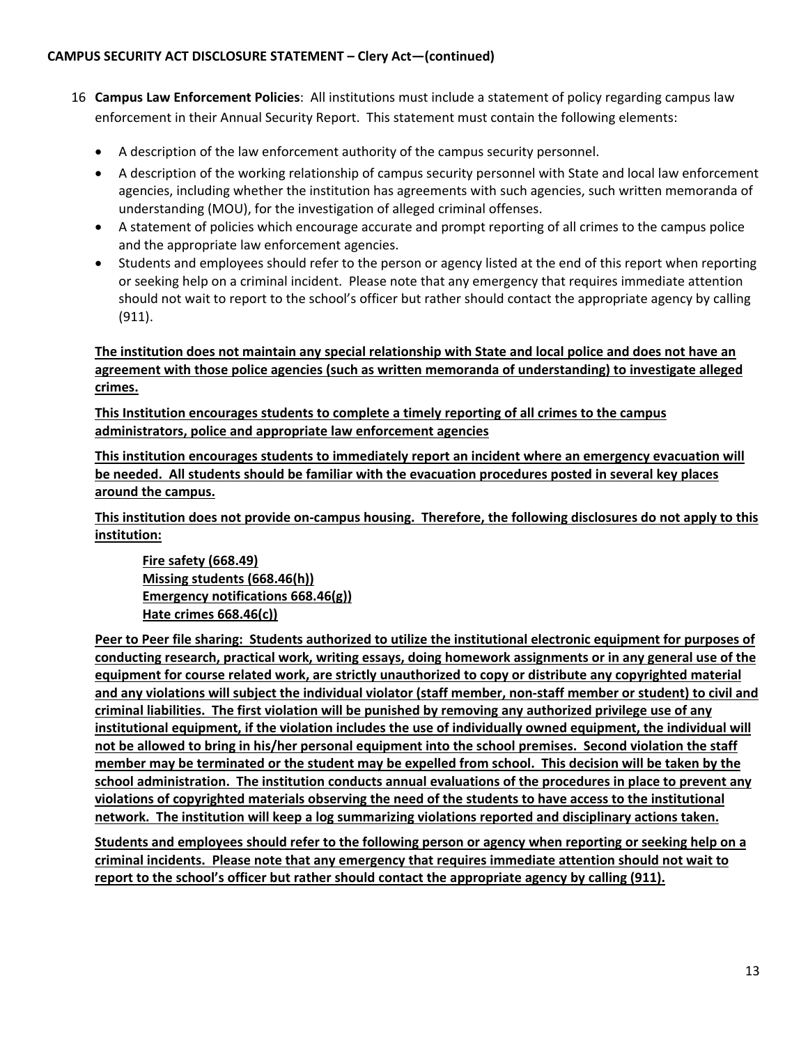**CAMPUS SECURITY ACT DISCLOSURE STATEMENT – Clery Act—(continued)**

16 **Campus Law Enforcement Policies**: All institutions must include a statement of policy regarding campus law enforcement in their Annual Security Report. This statement must contain the following elements:

- A description of the law enforcement authority of the campus security personnel.
- A description of the working relationship of campus security personnel with State and local law enforcement agencies, including whether the institution has agreements with such agencies, such written memoranda of understanding (MOU), for the investigation of alleged criminal offenses.
- A statement of policies which encourage accurate and prompt reporting of all crimes to the campus police and the appropriate law enforcement agencies.
- Students and employees should refer to the person or agency listed at the end of this report when reporting or seeking help on a criminal incident. Please note that any emergency that requires immediate attention should not wait to report to the school's officer but rather should contact the appropriate agency by calling (911).

**The institution does not maintain any special relationship with State and local police and does not have an agreement with those police agencies (such as written memoranda of understanding) to investigate alleged crimes.**

**This Institution encourages students to complete a timely reporting of all crimes to the campus administrators, police and appropriate law enforcement agencies**

**This institution encourages students to immediately report an incident where an emergency evacuation will be needed. All students should be familiar with the evacuation procedures posted in several key places around the campus.**

**This institution does not provide on-campus housing. Therefore, the following disclosures do not apply to this institution:**

**Fire safety (668.49)**
**Missing students (668.46(h))**
**Emergency notifications 668.46(g))**
**Hate crimes 668.46(c))**

**Peer to Peer file sharing: Students authorized to utilize the institutional electronic equipment for purposes of conducting research, practical work, writing essays, doing homework assignments or in any general use of the equipment for course related work, are strictly unauthorized to copy or distribute any copyrighted material and any violations will subject the individual violator (staff member, non-staff member or student) to civil and criminal liabilities. The first violation will be punished by removing any authorized privilege use of any institutional equipment, if the violation includes the use of individually owned equipment, the individual will not be allowed to bring in his/her personal equipment into the school premises. Second violation the staff member may be terminated or the student may be expelled from school. This decision will be taken by the school administration. The institution conducts annual evaluations of the procedures in place to prevent any violations of copyrighted materials observing the need of the students to have access to the institutional network. The institution will keep a log summarizing violations reported and disciplinary actions taken.**

**Students and employees should refer to the following person or agency when reporting or seeking help on a criminal incidents. Please note that any emergency that requires immediate attention should not wait to report to the school's officer but rather should contact the appropriate agency by calling (911).**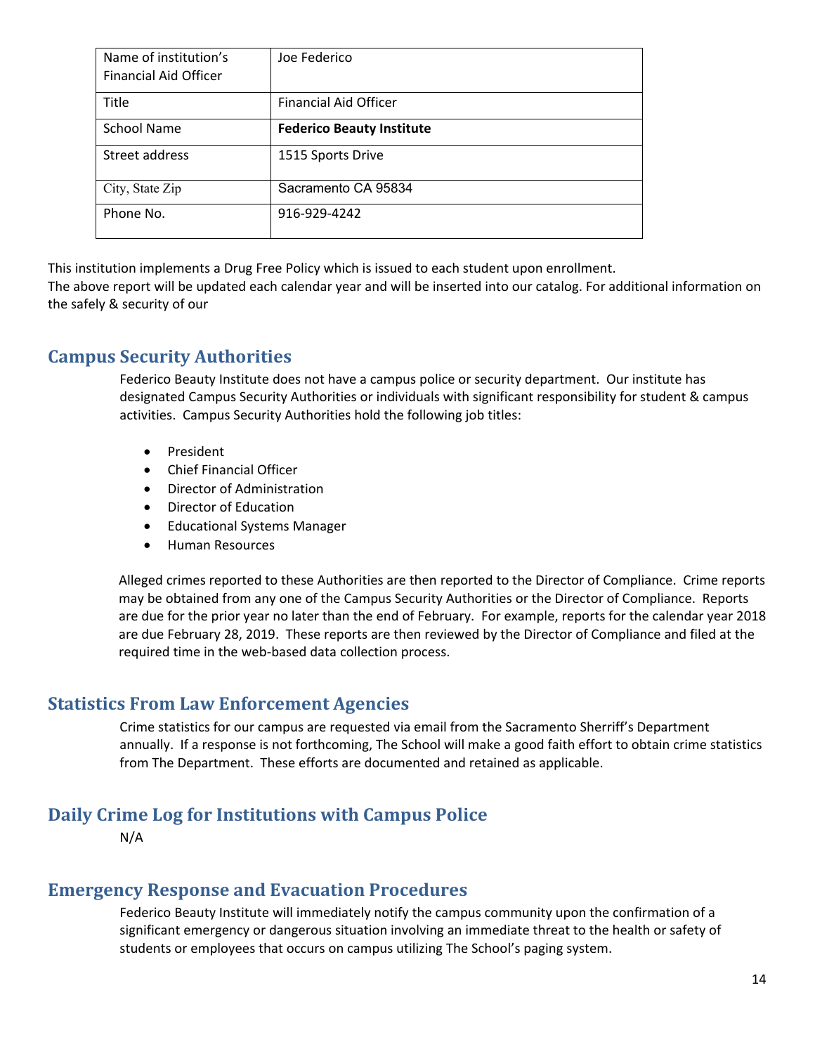| | |
|---|---|
| Name of institution's Financial Aid Officer | Joe Federico |
| Title | Financial Aid Officer |
| School Name | **Federico Beauty Institute** |
| Street address | 1515 Sports Drive |
| City, State Zip | Sacramento CA 95834 |
| Phone No. | 916-929-4242 |

This institution implements a Drug Free Policy which is issued to each student upon enrollment.
The above report will be updated each calendar year and will be inserted into our catalog. For additional information on the safely & security of our

## Campus Security Authorities

Federico Beauty Institute does not have a campus police or security department. Our institute has designated Campus Security Authorities or individuals with significant responsibility for student & campus activities. Campus Security Authorities hold the following job titles:

- President
- Chief Financial Officer
- Director of Administration
- Director of Education
- Educational Systems Manager
- Human Resources

Alleged crimes reported to these Authorities are then reported to the Director of Compliance. Crime reports may be obtained from any one of the Campus Security Authorities or the Director of Compliance. Reports are due for the prior year no later than the end of February. For example, reports for the calendar year 2018 are due February 28, 2019. These reports are then reviewed by the Director of Compliance and filed at the required time in the web-based data collection process.

## Statistics From Law Enforcement Agencies

Crime statistics for our campus are requested via email from the Sacramento Sherriff's Department annually. If a response is not forthcoming, The School will make a good faith effort to obtain crime statistics from The Department. These efforts are documented and retained as applicable.

## Daily Crime Log for Institutions with Campus Police

N/A

## Emergency Response and Evacuation Procedures

Federico Beauty Institute will immediately notify the campus community upon the confirmation of a significant emergency or dangerous situation involving an immediate threat to the health or safety of students or employees that occurs on campus utilizing The School's paging system.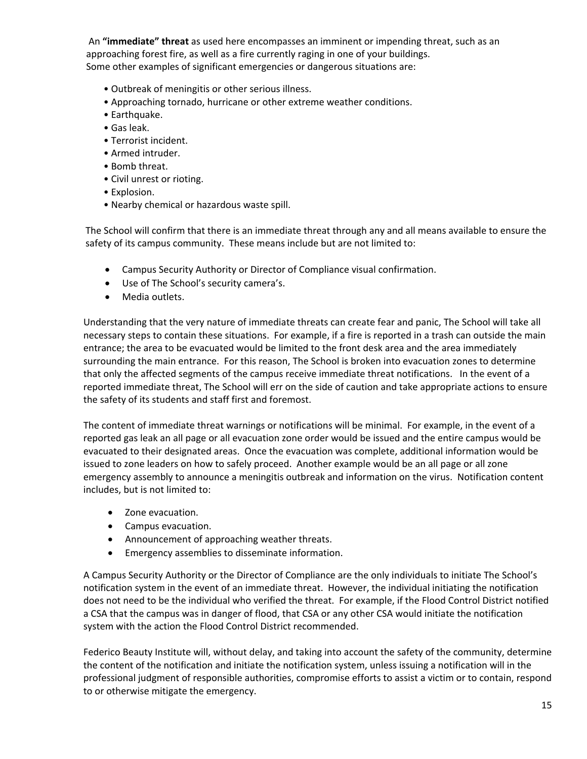An **"immediate" threat** as used here encompasses an imminent or impending threat, such as an approaching forest fire, as well as a fire currently raging in one of your buildings.
Some other examples of significant emergencies or dangerous situations are:

- Outbreak of meningitis or other serious illness.
- Approaching tornado, hurricane or other extreme weather conditions.
- Earthquake.
- Gas leak.
- Terrorist incident.
- Armed intruder.
- Bomb threat.
- Civil unrest or rioting.
- Explosion.
- Nearby chemical or hazardous waste spill.

The School will confirm that there is an immediate threat through any and all means available to ensure the safety of its campus community. These means include but are not limited to:

- Campus Security Authority or Director of Compliance visual confirmation.
- Use of The School's security camera's.
- Media outlets.

Understanding that the very nature of immediate threats can create fear and panic, The School will take all necessary steps to contain these situations. For example, if a fire is reported in a trash can outside the main entrance; the area to be evacuated would be limited to the front desk area and the area immediately surrounding the main entrance. For this reason, The School is broken into evacuation zones to determine that only the affected segments of the campus receive immediate threat notifications. In the event of a reported immediate threat, The School will err on the side of caution and take appropriate actions to ensure the safety of its students and staff first and foremost.

The content of immediate threat warnings or notifications will be minimal. For example, in the event of a reported gas leak an all page or all evacuation zone order would be issued and the entire campus would be evacuated to their designated areas. Once the evacuation was complete, additional information would be issued to zone leaders on how to safely proceed. Another example would be an all page or all zone emergency assembly to announce a meningitis outbreak and information on the virus. Notification content includes, but is not limited to:

- Zone evacuation.
- Campus evacuation.
- Announcement of approaching weather threats.
- Emergency assemblies to disseminate information.

A Campus Security Authority or the Director of Compliance are the only individuals to initiate The School's notification system in the event of an immediate threat. However, the individual initiating the notification does not need to be the individual who verified the threat. For example, if the Flood Control District notified a CSA that the campus was in danger of flood, that CSA or any other CSA would initiate the notification system with the action the Flood Control District recommended.

Federico Beauty Institute will, without delay, and taking into account the safety of the community, determine the content of the notification and initiate the notification system, unless issuing a notification will in the professional judgment of responsible authorities, compromise efforts to assist a victim or to contain, respond to or otherwise mitigate the emergency.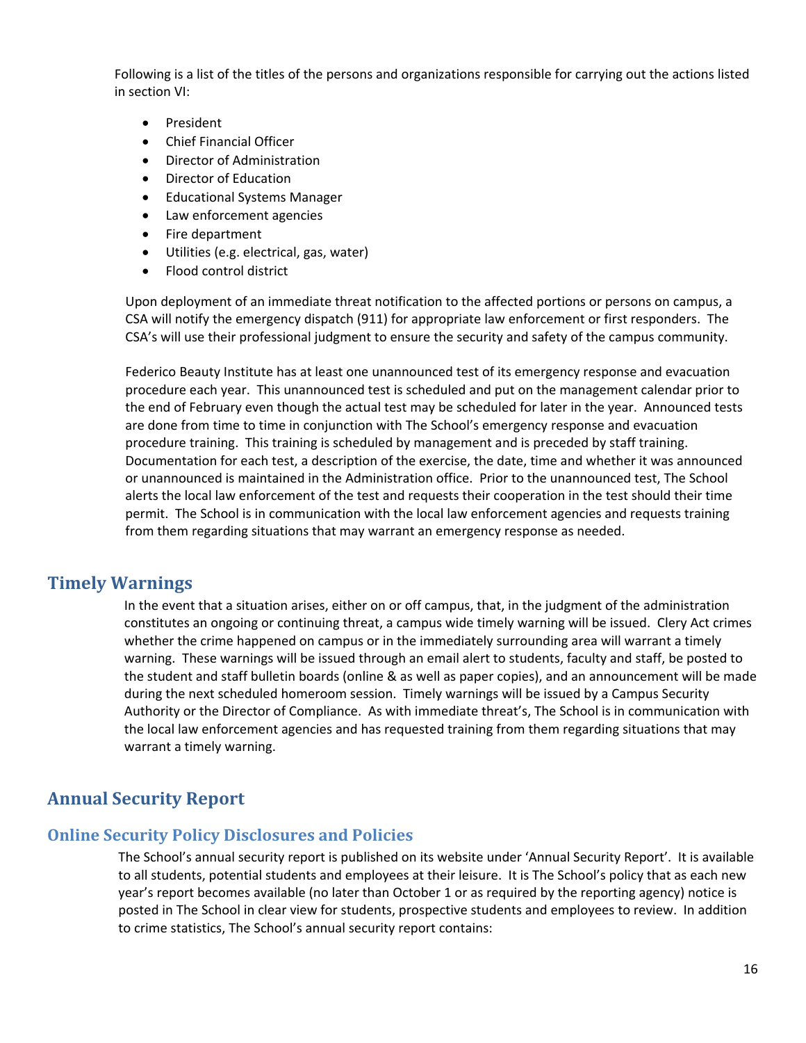Following is a list of the titles of the persons and organizations responsible for carrying out the actions listed in section VI:

- President
- Chief Financial Officer
- Director of Administration
- Director of Education
- Educational Systems Manager
- Law enforcement agencies
- Fire department
- Utilities (e.g. electrical, gas, water)
- Flood control district

Upon deployment of an immediate threat notification to the affected portions or persons on campus, a CSA will notify the emergency dispatch (911) for appropriate law enforcement or first responders. The CSA's will use their professional judgment to ensure the security and safety of the campus community.

Federico Beauty Institute has at least one unannounced test of its emergency response and evacuation procedure each year. This unannounced test is scheduled and put on the management calendar prior to the end of February even though the actual test may be scheduled for later in the year. Announced tests are done from time to time in conjunction with The School's emergency response and evacuation procedure training. This training is scheduled by management and is preceded by staff training. Documentation for each test, a description of the exercise, the date, time and whether it was announced or unannounced is maintained in the Administration office. Prior to the unannounced test, The School alerts the local law enforcement of the test and requests their cooperation in the test should their time permit. The School is in communication with the local law enforcement agencies and requests training from them regarding situations that may warrant an emergency response as needed.

## Timely Warnings

In the event that a situation arises, either on or off campus, that, in the judgment of the administration constitutes an ongoing or continuing threat, a campus wide timely warning will be issued. Clery Act crimes whether the crime happened on campus or in the immediately surrounding area will warrant a timely warning. These warnings will be issued through an email alert to students, faculty and staff, be posted to the student and staff bulletin boards (online & as well as paper copies), and an announcement will be made during the next scheduled homeroom session. Timely warnings will be issued by a Campus Security Authority or the Director of Compliance. As with immediate threat's, The School is in communication with the local law enforcement agencies and has requested training from them regarding situations that may warrant a timely warning.

## Annual Security Report

### Online Security Policy Disclosures and Policies

The School's annual security report is published on its website under 'Annual Security Report'. It is available to all students, potential students and employees at their leisure. It is The School's policy that as each new year's report becomes available (no later than October 1 or as required by the reporting agency) notice is posted in The School in clear view for students, prospective students and employees to review. In addition to crime statistics, The School's annual security report contains: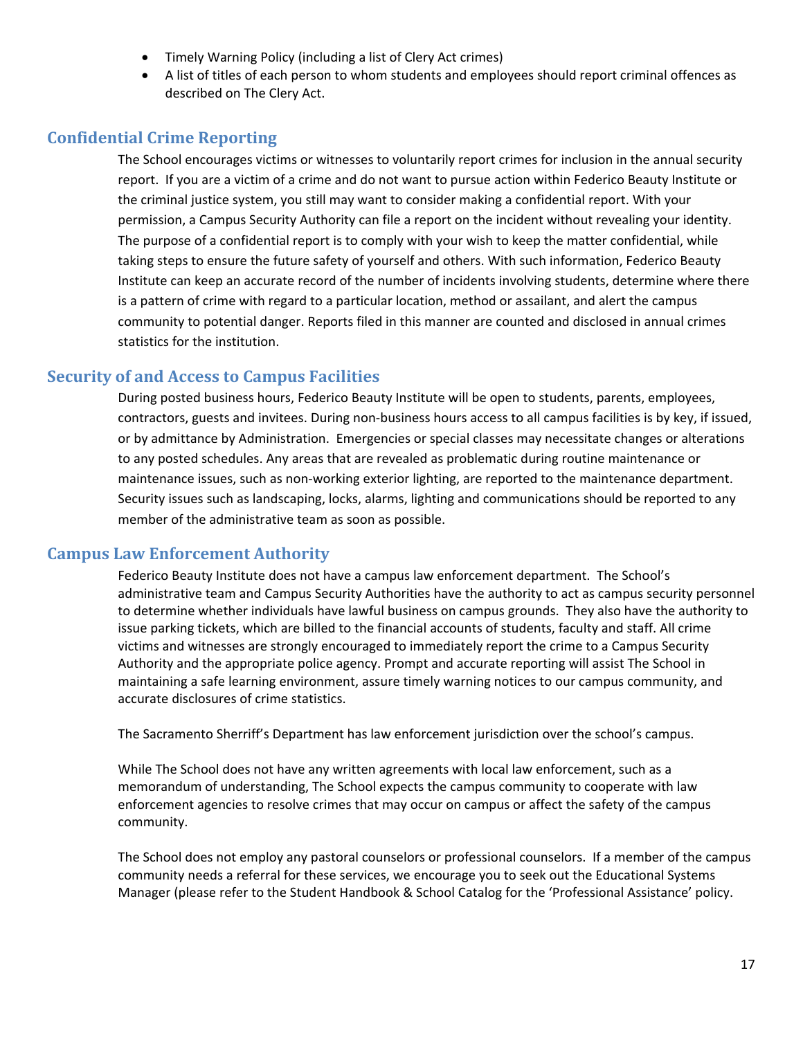- Timely Warning Policy (including a list of Clery Act crimes)
- A list of titles of each person to whom students and employees should report criminal offences as described on The Clery Act.

## Confidential Crime Reporting

The School encourages victims or witnesses to voluntarily report crimes for inclusion in the annual security report. If you are a victim of a crime and do not want to pursue action within Federico Beauty Institute or the criminal justice system, you still may want to consider making a confidential report. With your permission, a Campus Security Authority can file a report on the incident without revealing your identity. The purpose of a confidential report is to comply with your wish to keep the matter confidential, while taking steps to ensure the future safety of yourself and others. With such information, Federico Beauty Institute can keep an accurate record of the number of incidents involving students, determine where there is a pattern of crime with regard to a particular location, method or assailant, and alert the campus community to potential danger. Reports filed in this manner are counted and disclosed in annual crimes statistics for the institution.

## Security of and Access to Campus Facilities

During posted business hours, Federico Beauty Institute will be open to students, parents, employees, contractors, guests and invitees. During non-business hours access to all campus facilities is by key, if issued, or by admittance by Administration. Emergencies or special classes may necessitate changes or alterations to any posted schedules. Any areas that are revealed as problematic during routine maintenance or maintenance issues, such as non-working exterior lighting, are reported to the maintenance department. Security issues such as landscaping, locks, alarms, lighting and communications should be reported to any member of the administrative team as soon as possible.

## Campus Law Enforcement Authority

Federico Beauty Institute does not have a campus law enforcement department. The School's administrative team and Campus Security Authorities have the authority to act as campus security personnel to determine whether individuals have lawful business on campus grounds. They also have the authority to issue parking tickets, which are billed to the financial accounts of students, faculty and staff. All crime victims and witnesses are strongly encouraged to immediately report the crime to a Campus Security Authority and the appropriate police agency. Prompt and accurate reporting will assist The School in maintaining a safe learning environment, assure timely warning notices to our campus community, and accurate disclosures of crime statistics.

The Sacramento Sherriff's Department has law enforcement jurisdiction over the school's campus.

While The School does not have any written agreements with local law enforcement, such as a memorandum of understanding, The School expects the campus community to cooperate with law enforcement agencies to resolve crimes that may occur on campus or affect the safety of the campus community.

The School does not employ any pastoral counselors or professional counselors. If a member of the campus community needs a referral for these services, we encourage you to seek out the Educational Systems Manager (please refer to the Student Handbook & School Catalog for the 'Professional Assistance' policy.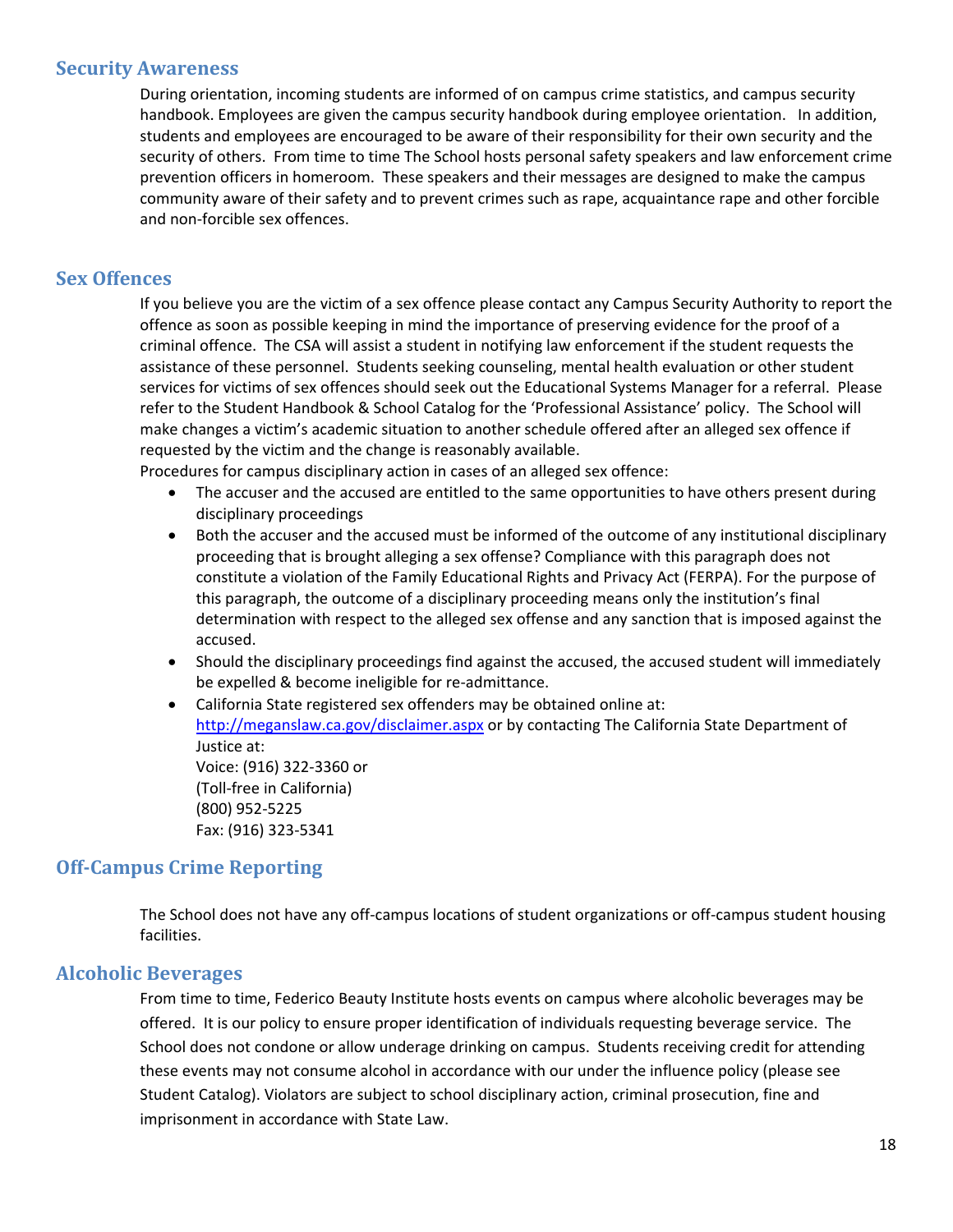## Security Awareness

During orientation, incoming students are informed of on campus crime statistics, and campus security handbook. Employees are given the campus security handbook during employee orientation. In addition, students and employees are encouraged to be aware of their responsibility for their own security and the security of others. From time to time The School hosts personal safety speakers and law enforcement crime prevention officers in homeroom. These speakers and their messages are designed to make the campus community aware of their safety and to prevent crimes such as rape, acquaintance rape and other forcible and non-forcible sex offences.

## Sex Offences

If you believe you are the victim of a sex offence please contact any Campus Security Authority to report the offence as soon as possible keeping in mind the importance of preserving evidence for the proof of a criminal offence. The CSA will assist a student in notifying law enforcement if the student requests the assistance of these personnel. Students seeking counseling, mental health evaluation or other student services for victims of sex offences should seek out the Educational Systems Manager for a referral. Please refer to the Student Handbook & School Catalog for the 'Professional Assistance' policy. The School will make changes a victim's academic situation to another schedule offered after an alleged sex offence if requested by the victim and the change is reasonably available.

Procedures for campus disciplinary action in cases of an alleged sex offence:

- The accuser and the accused are entitled to the same opportunities to have others present during disciplinary proceedings
- Both the accuser and the accused must be informed of the outcome of any institutional disciplinary proceeding that is brought alleging a sex offense? Compliance with this paragraph does not constitute a violation of the Family Educational Rights and Privacy Act (FERPA). For the purpose of this paragraph, the outcome of a disciplinary proceeding means only the institution's final determination with respect to the alleged sex offense and any sanction that is imposed against the accused.
- Should the disciplinary proceedings find against the accused, the accused student will immediately be expelled & become ineligible for re-admittance.
- California State registered sex offenders may be obtained online at: http://meganslaw.ca.gov/disclaimer.aspx or by contacting The California State Department of Justice at:
  Voice: (916) 322-3360 or
  (Toll-free in California)
  (800) 952-5225
  Fax: (916) 323-5341

## Off-Campus Crime Reporting

The School does not have any off-campus locations of student organizations or off-campus student housing facilities.

## Alcoholic Beverages

From time to time, Federico Beauty Institute hosts events on campus where alcoholic beverages may be offered. It is our policy to ensure proper identification of individuals requesting beverage service. The School does not condone or allow underage drinking on campus. Students receiving credit for attending these events may not consume alcohol in accordance with our under the influence policy (please see Student Catalog). Violators are subject to school disciplinary action, criminal prosecution, fine and imprisonment in accordance with State Law.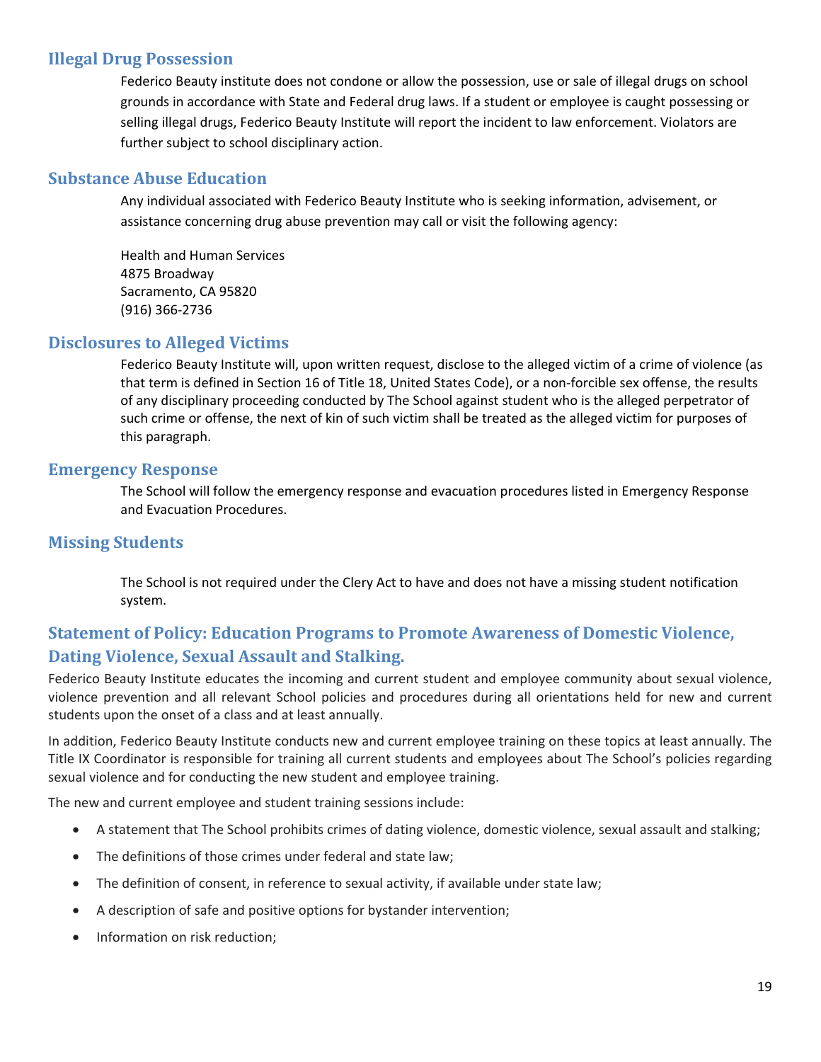## Illegal Drug Possession

Federico Beauty institute does not condone or allow the possession, use or sale of illegal drugs on school grounds in accordance with State and Federal drug laws. If a student or employee is caught possessing or selling illegal drugs, Federico Beauty Institute will report the incident to law enforcement. Violators are further subject to school disciplinary action.

## Substance Abuse Education

Any individual associated with Federico Beauty Institute who is seeking information, advisement, or assistance concerning drug abuse prevention may call or visit the following agency:

Health and Human Services
4875 Broadway
Sacramento, CA 95820
(916) 366-2736

## Disclosures to Alleged Victims

Federico Beauty Institute will, upon written request, disclose to the alleged victim of a crime of violence (as that term is defined in Section 16 of Title 18, United States Code), or a non-forcible sex offense, the results of any disciplinary proceeding conducted by The School against student who is the alleged perpetrator of such crime or offense, the next of kin of such victim shall be treated as the alleged victim for purposes of this paragraph.

## Emergency Response

The School will follow the emergency response and evacuation procedures listed in Emergency Response and Evacuation Procedures.

## Missing Students

The School is not required under the Clery Act to have and does not have a missing student notification system.

## Statement of Policy: Education Programs to Promote Awareness of Domestic Violence, Dating Violence, Sexual Assault and Stalking.

Federico Beauty Institute educates the incoming and current student and employee community about sexual violence, violence prevention and all relevant School policies and procedures during all orientations held for new and current students upon the onset of a class and at least annually.

In addition, Federico Beauty Institute conducts new and current employee training on these topics at least annually. The Title IX Coordinator is responsible for training all current students and employees about The School's policies regarding sexual violence and for conducting the new student and employee training.

The new and current employee and student training sessions include:

- A statement that The School prohibits crimes of dating violence, domestic violence, sexual assault and stalking;
- The definitions of those crimes under federal and state law;
- The definition of consent, in reference to sexual activity, if available under state law;
- A description of safe and positive options for bystander intervention;
- Information on risk reduction;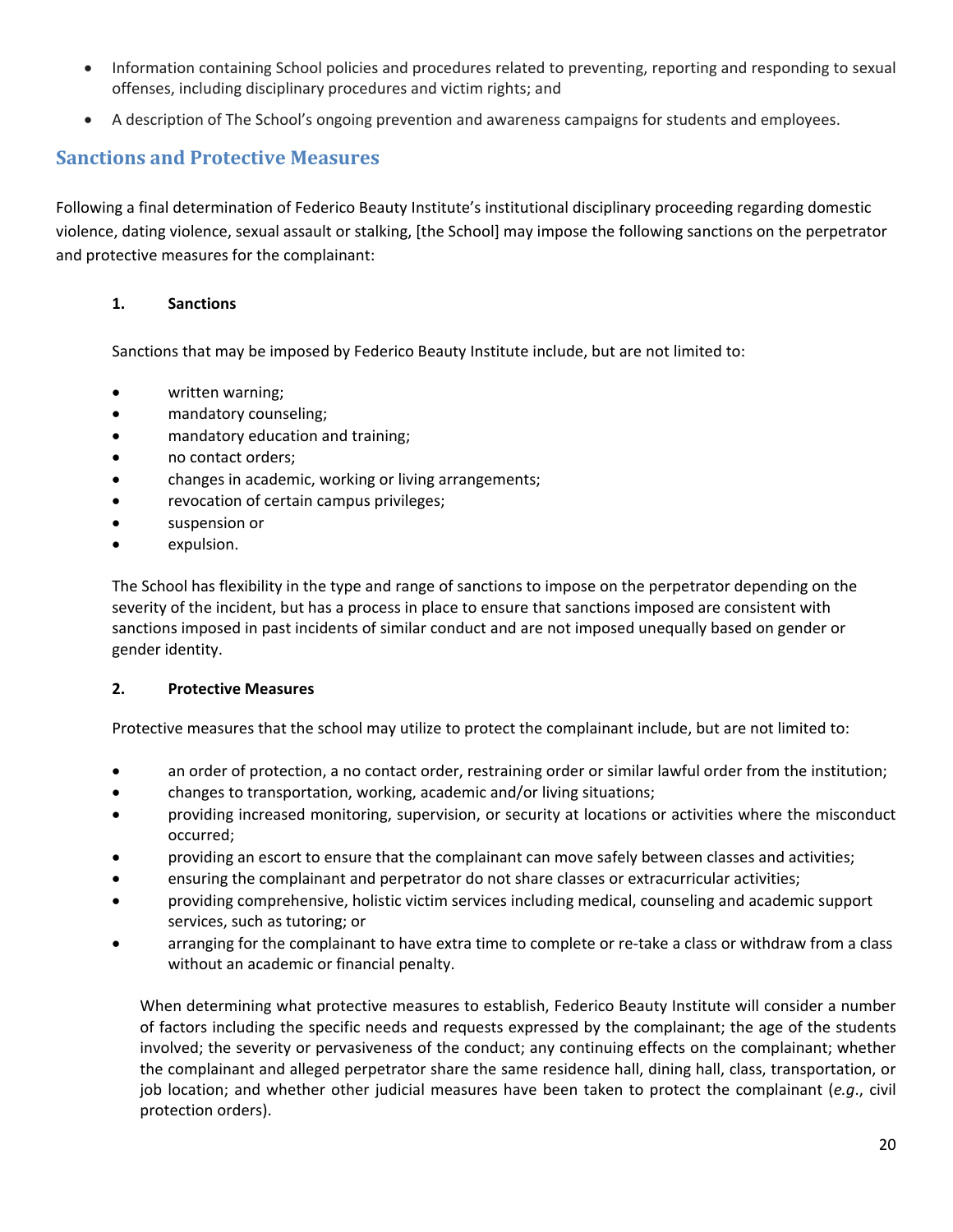- Information containing School policies and procedures related to preventing, reporting and responding to sexual offenses, including disciplinary procedures and victim rights; and
- A description of The School's ongoing prevention and awareness campaigns for students and employees.

## Sanctions and Protective Measures

Following a final determination of Federico Beauty Institute's institutional disciplinary proceeding regarding domestic violence, dating violence, sexual assault or stalking, [the School] may impose the following sanctions on the perpetrator and protective measures for the complainant:

### 1. Sanctions

Sanctions that may be imposed by Federico Beauty Institute include, but are not limited to:

- written warning;
- mandatory counseling;
- mandatory education and training;
- no contact orders;
- changes in academic, working or living arrangements;
- revocation of certain campus privileges;
- suspension or
- expulsion.

The School has flexibility in the type and range of sanctions to impose on the perpetrator depending on the severity of the incident, but has a process in place to ensure that sanctions imposed are consistent with sanctions imposed in past incidents of similar conduct and are not imposed unequally based on gender or gender identity.

### 2. Protective Measures

Protective measures that the school may utilize to protect the complainant include, but are not limited to:

- an order of protection, a no contact order, restraining order or similar lawful order from the institution;
- changes to transportation, working, academic and/or living situations;
- providing increased monitoring, supervision, or security at locations or activities where the misconduct occurred;
- providing an escort to ensure that the complainant can move safely between classes and activities;
- ensuring the complainant and perpetrator do not share classes or extracurricular activities;
- providing comprehensive, holistic victim services including medical, counseling and academic support services, such as tutoring; or
- arranging for the complainant to have extra time to complete or re-take a class or withdraw from a class without an academic or financial penalty.

When determining what protective measures to establish, Federico Beauty Institute will consider a number of factors including the specific needs and requests expressed by the complainant; the age of the students involved; the severity or pervasiveness of the conduct; any continuing effects on the complainant; whether the complainant and alleged perpetrator share the same residence hall, dining hall, class, transportation, or job location; and whether other judicial measures have been taken to protect the complainant (*e.g.*, civil protection orders).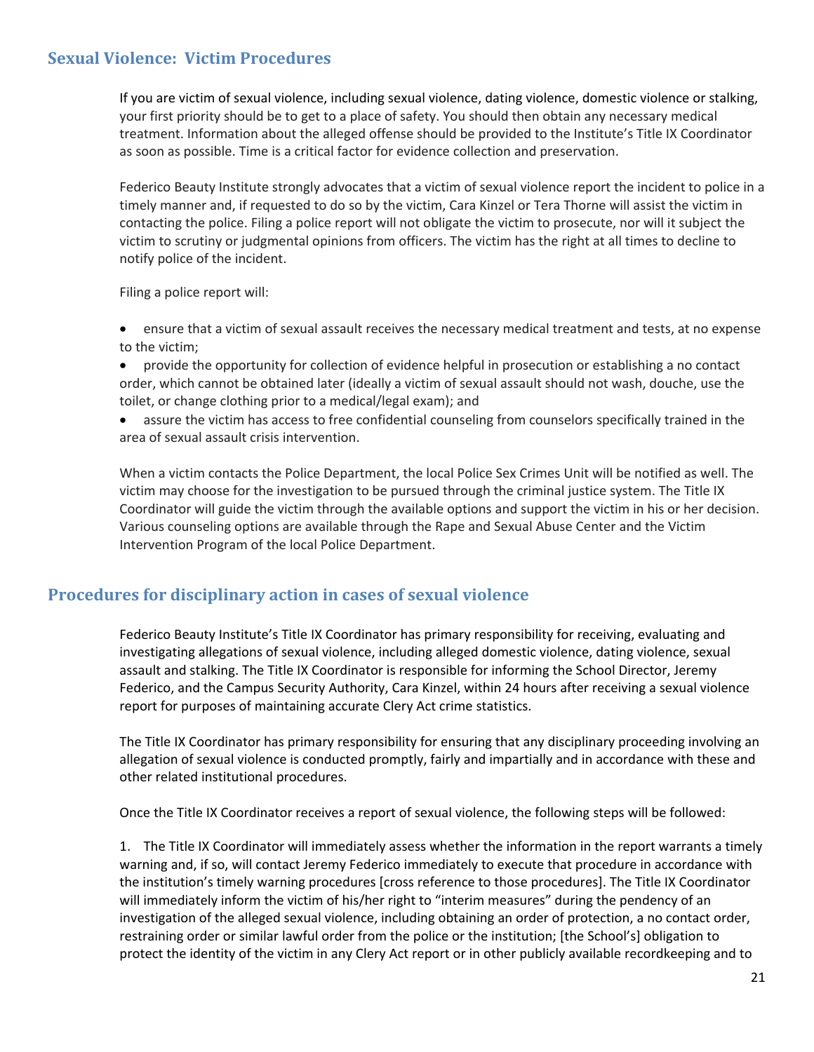## Sexual Violence: Victim Procedures

If you are victim of sexual violence, including sexual violence, dating violence, domestic violence or stalking, your first priority should be to get to a place of safety. You should then obtain any necessary medical treatment. Information about the alleged offense should be provided to the Institute's Title IX Coordinator as soon as possible. Time is a critical factor for evidence collection and preservation.

Federico Beauty Institute strongly advocates that a victim of sexual violence report the incident to police in a timely manner and, if requested to do so by the victim, Cara Kinzel or Tera Thorne will assist the victim in contacting the police. Filing a police report will not obligate the victim to prosecute, nor will it subject the victim to scrutiny or judgmental opinions from officers. The victim has the right at all times to decline to notify police of the incident.

Filing a police report will:

- ensure that a victim of sexual assault receives the necessary medical treatment and tests, at no expense to the victim;
- provide the opportunity for collection of evidence helpful in prosecution or establishing a no contact order, which cannot be obtained later (ideally a victim of sexual assault should not wash, douche, use the toilet, or change clothing prior to a medical/legal exam); and
- assure the victim has access to free confidential counseling from counselors specifically trained in the area of sexual assault crisis intervention.

When a victim contacts the Police Department, the local Police Sex Crimes Unit will be notified as well. The victim may choose for the investigation to be pursued through the criminal justice system. The Title IX Coordinator will guide the victim through the available options and support the victim in his or her decision. Various counseling options are available through the Rape and Sexual Abuse Center and the Victim Intervention Program of the local Police Department.

## Procedures for disciplinary action in cases of sexual violence

Federico Beauty Institute's Title IX Coordinator has primary responsibility for receiving, evaluating and investigating allegations of sexual violence, including alleged domestic violence, dating violence, sexual assault and stalking. The Title IX Coordinator is responsible for informing the School Director, Jeremy Federico, and the Campus Security Authority, Cara Kinzel, within 24 hours after receiving a sexual violence report for purposes of maintaining accurate Clery Act crime statistics.

The Title IX Coordinator has primary responsibility for ensuring that any disciplinary proceeding involving an allegation of sexual violence is conducted promptly, fairly and impartially and in accordance with these and other related institutional procedures.

Once the Title IX Coordinator receives a report of sexual violence, the following steps will be followed:

1. The Title IX Coordinator will immediately assess whether the information in the report warrants a timely warning and, if so, will contact Jeremy Federico immediately to execute that procedure in accordance with the institution's timely warning procedures [cross reference to those procedures]. The Title IX Coordinator will immediately inform the victim of his/her right to "interim measures" during the pendency of an investigation of the alleged sexual violence, including obtaining an order of protection, a no contact order, restraining order or similar lawful order from the police or the institution; [the School's] obligation to protect the identity of the victim in any Clery Act report or in other publicly available recordkeeping and to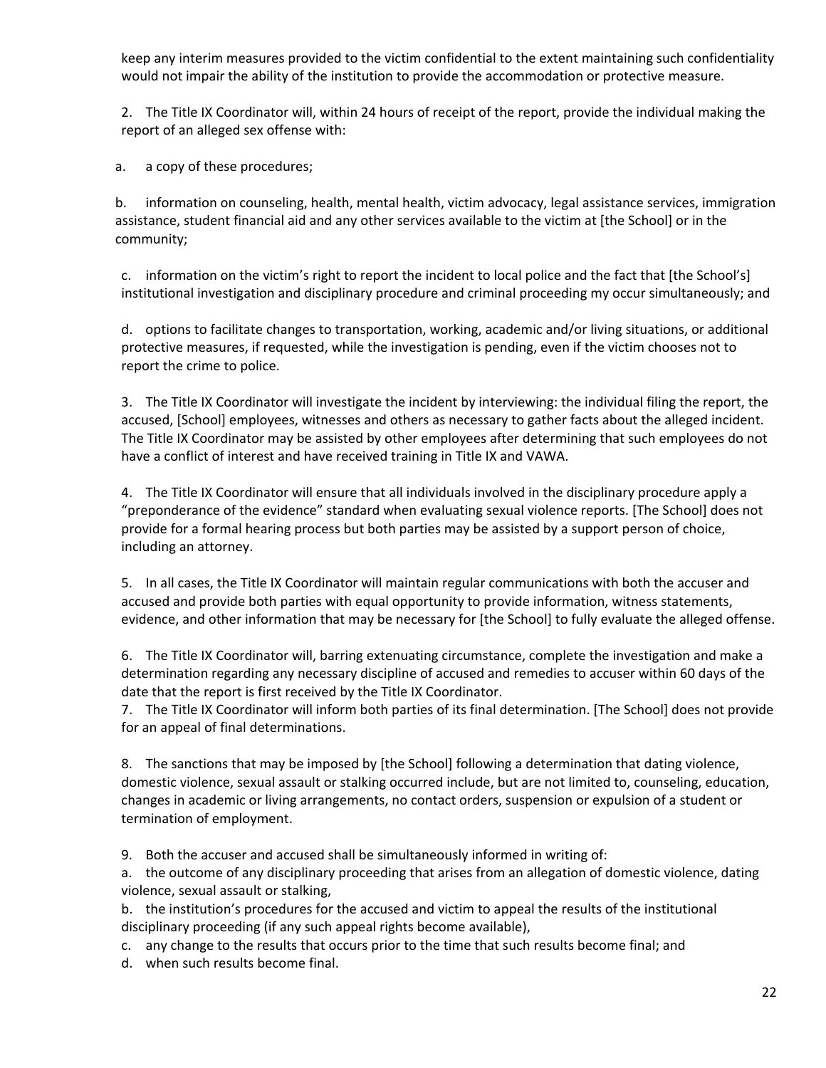keep any interim measures provided to the victim confidential to the extent maintaining such confidentiality would not impair the ability of the institution to provide the accommodation or protective measure.

2. The Title IX Coordinator will, within 24 hours of receipt of the report, provide the individual making the report of an alleged sex offense with:

a. a copy of these procedures;

b. information on counseling, health, mental health, victim advocacy, legal assistance services, immigration assistance, student financial aid and any other services available to the victim at [the School] or in the community;

c. information on the victim's right to report the incident to local police and the fact that [the School's] institutional investigation and disciplinary procedure and criminal proceeding my occur simultaneously; and

d. options to facilitate changes to transportation, working, academic and/or living situations, or additional protective measures, if requested, while the investigation is pending, even if the victim chooses not to report the crime to police.

3. The Title IX Coordinator will investigate the incident by interviewing: the individual filing the report, the accused, [School] employees, witnesses and others as necessary to gather facts about the alleged incident. The Title IX Coordinator may be assisted by other employees after determining that such employees do not have a conflict of interest and have received training in Title IX and VAWA.

4. The Title IX Coordinator will ensure that all individuals involved in the disciplinary procedure apply a "preponderance of the evidence" standard when evaluating sexual violence reports. [The School] does not provide for a formal hearing process but both parties may be assisted by a support person of choice, including an attorney.

5. In all cases, the Title IX Coordinator will maintain regular communications with both the accuser and accused and provide both parties with equal opportunity to provide information, witness statements, evidence, and other information that may be necessary for [the School] to fully evaluate the alleged offense.

6. The Title IX Coordinator will, barring extenuating circumstance, complete the investigation and make a determination regarding any necessary discipline of accused and remedies to accuser within 60 days of the date that the report is first received by the Title IX Coordinator.

7. The Title IX Coordinator will inform both parties of its final determination. [The School] does not provide for an appeal of final determinations.

8. The sanctions that may be imposed by [the School] following a determination that dating violence, domestic violence, sexual assault or stalking occurred include, but are not limited to, counseling, education, changes in academic or living arrangements, no contact orders, suspension or expulsion of a student or termination of employment.

9. Both the accuser and accused shall be simultaneously informed in writing of:

a. the outcome of any disciplinary proceeding that arises from an allegation of domestic violence, dating violence, sexual assault or stalking,

b. the institution's procedures for the accused and victim to appeal the results of the institutional disciplinary proceeding (if any such appeal rights become available),

c. any change to the results that occurs prior to the time that such results become final; and

d. when such results become final.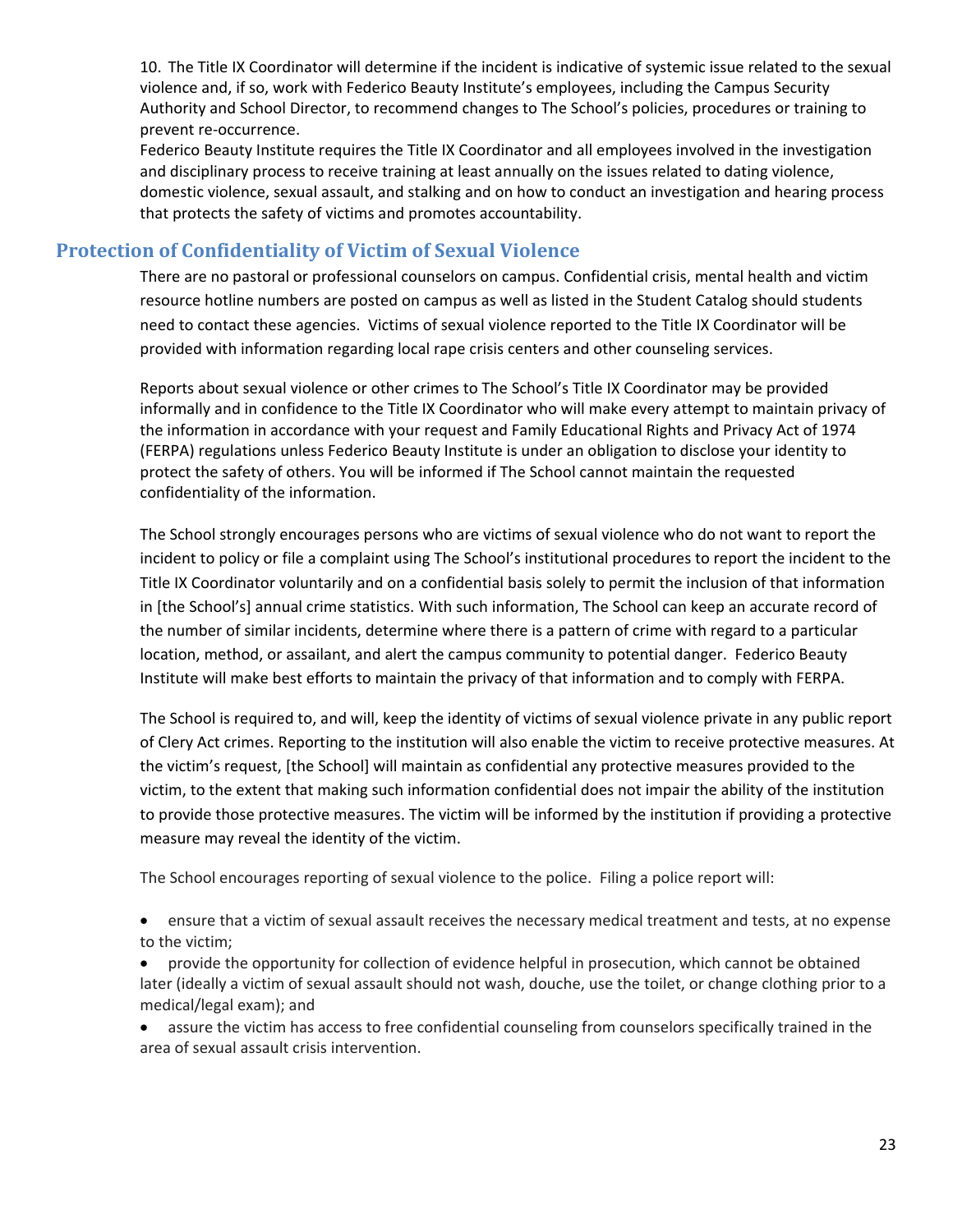10. The Title IX Coordinator will determine if the incident is indicative of systemic issue related to the sexual violence and, if so, work with Federico Beauty Institute's employees, including the Campus Security Authority and School Director, to recommend changes to The School's policies, procedures or training to prevent re-occurrence.

Federico Beauty Institute requires the Title IX Coordinator and all employees involved in the investigation and disciplinary process to receive training at least annually on the issues related to dating violence, domestic violence, sexual assault, and stalking and on how to conduct an investigation and hearing process that protects the safety of victims and promotes accountability.

## Protection of Confidentiality of Victim of Sexual Violence

There are no pastoral or professional counselors on campus. Confidential crisis, mental health and victim resource hotline numbers are posted on campus as well as listed in the Student Catalog should students need to contact these agencies. Victims of sexual violence reported to the Title IX Coordinator will be provided with information regarding local rape crisis centers and other counseling services.

Reports about sexual violence or other crimes to The School's Title IX Coordinator may be provided informally and in confidence to the Title IX Coordinator who will make every attempt to maintain privacy of the information in accordance with your request and Family Educational Rights and Privacy Act of 1974 (FERPA) regulations unless Federico Beauty Institute is under an obligation to disclose your identity to protect the safety of others. You will be informed if The School cannot maintain the requested confidentiality of the information.

The School strongly encourages persons who are victims of sexual violence who do not want to report the incident to policy or file a complaint using The School's institutional procedures to report the incident to the Title IX Coordinator voluntarily and on a confidential basis solely to permit the inclusion of that information in [the School's] annual crime statistics. With such information, The School can keep an accurate record of the number of similar incidents, determine where there is a pattern of crime with regard to a particular location, method, or assailant, and alert the campus community to potential danger. Federico Beauty Institute will make best efforts to maintain the privacy of that information and to comply with FERPA.

The School is required to, and will, keep the identity of victims of sexual violence private in any public report of Clery Act crimes. Reporting to the institution will also enable the victim to receive protective measures. At the victim's request, [the School] will maintain as confidential any protective measures provided to the victim, to the extent that making such information confidential does not impair the ability of the institution to provide those protective measures. The victim will be informed by the institution if providing a protective measure may reveal the identity of the victim.

The School encourages reporting of sexual violence to the police. Filing a police report will:

- ensure that a victim of sexual assault receives the necessary medical treatment and tests, at no expense to the victim;
- provide the opportunity for collection of evidence helpful in prosecution, which cannot be obtained later (ideally a victim of sexual assault should not wash, douche, use the toilet, or change clothing prior to a medical/legal exam); and
- assure the victim has access to free confidential counseling from counselors specifically trained in the area of sexual assault crisis intervention.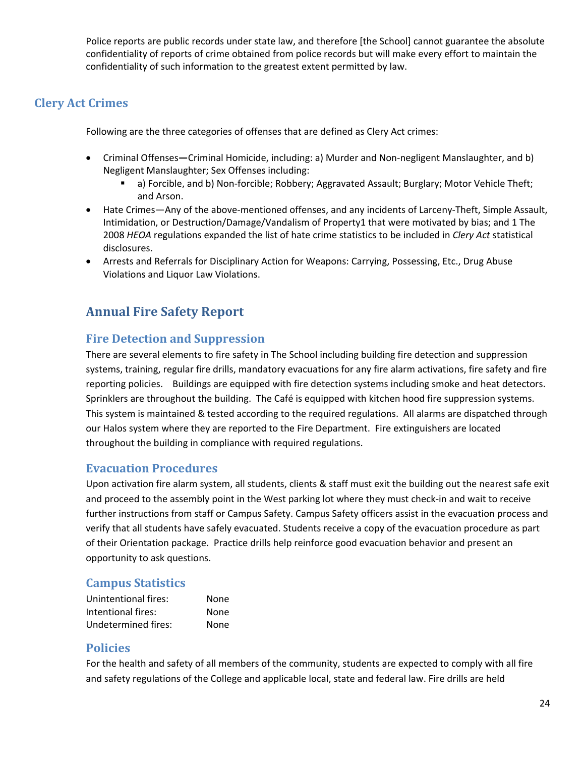Police reports are public records under state law, and therefore [the School] cannot guarantee the absolute confidentiality of reports of crime obtained from police records but will make every effort to maintain the confidentiality of such information to the greatest extent permitted by law.

## Clery Act Crimes

Following are the three categories of offenses that are defined as Clery Act crimes:

- Criminal Offenses—Criminal Homicide, including: a) Murder and Non-negligent Manslaughter, and b) Negligent Manslaughter; Sex Offenses including:
  - a) Forcible, and b) Non-forcible; Robbery; Aggravated Assault; Burglary; Motor Vehicle Theft; and Arson.
- Hate Crimes—Any of the above-mentioned offenses, and any incidents of Larceny-Theft, Simple Assault, Intimidation, or Destruction/Damage/Vandalism of Property1 that were motivated by bias; and 1 The 2008 *HEOA* regulations expanded the list of hate crime statistics to be included in *Clery Act* statistical disclosures.
- Arrests and Referrals for Disciplinary Action for Weapons: Carrying, Possessing, Etc., Drug Abuse Violations and Liquor Law Violations.

# Annual Fire Safety Report

## Fire Detection and Suppression

There are several elements to fire safety in The School including building fire detection and suppression systems, training, regular fire drills, mandatory evacuations for any fire alarm activations, fire safety and fire reporting policies. Buildings are equipped with fire detection systems including smoke and heat detectors. Sprinklers are throughout the building. The Café is equipped with kitchen hood fire suppression systems. This system is maintained & tested according to the required regulations. All alarms are dispatched through our Halos system where they are reported to the Fire Department. Fire extinguishers are located throughout the building in compliance with required regulations.

## Evacuation Procedures

Upon activation fire alarm system, all students, clients & staff must exit the building out the nearest safe exit and proceed to the assembly point in the West parking lot where they must check-in and wait to receive further instructions from staff or Campus Safety. Campus Safety officers assist in the evacuation process and verify that all students have safely evacuated. Students receive a copy of the evacuation procedure as part of their Orientation package. Practice drills help reinforce good evacuation behavior and present an opportunity to ask questions.

## Campus Statistics

| | |
|---|---|
| Unintentional fires: | None |
| Intentional fires: | None |
| Undetermined fires: | None |

## Policies

For the health and safety of all members of the community, students are expected to comply with all fire and safety regulations of the College and applicable local, state and federal law. Fire drills are held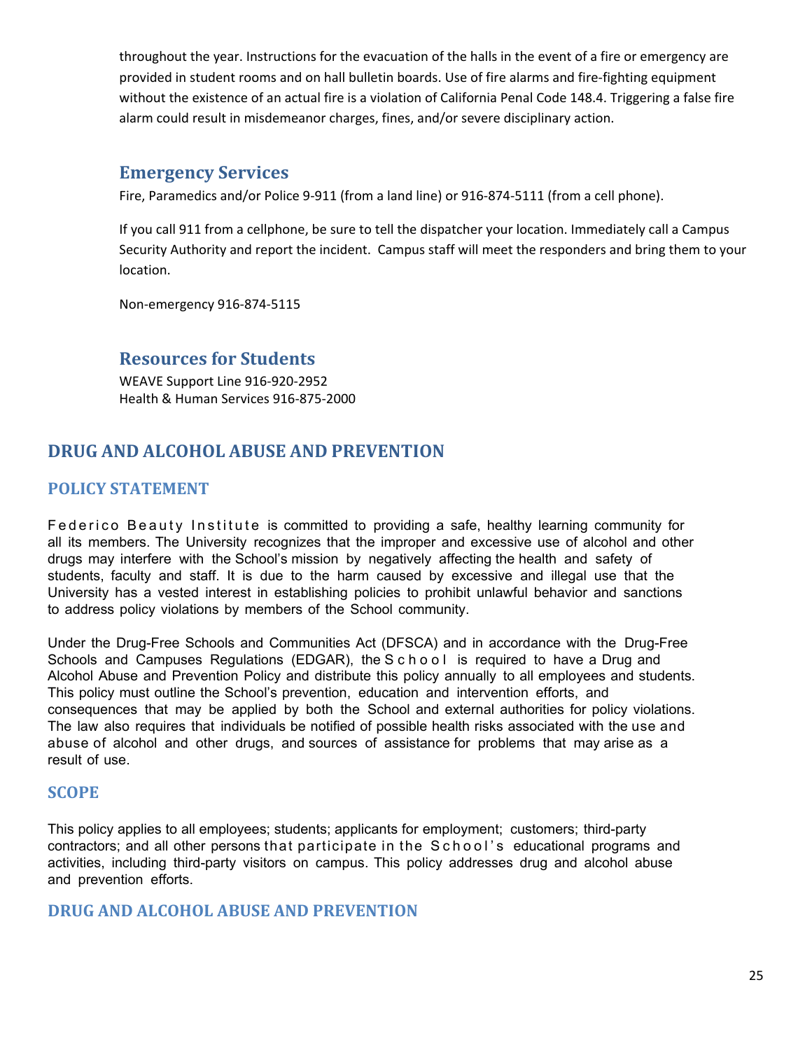throughout the year. Instructions for the evacuation of the halls in the event of a fire or emergency are provided in student rooms and on hall bulletin boards. Use of fire alarms and fire-fighting equipment without the existence of an actual fire is a violation of California Penal Code 148.4. Triggering a false fire alarm could result in misdemeanor charges, fines, and/or severe disciplinary action.

### Emergency Services

Fire, Paramedics and/or Police 9-911 (from a land line) or 916-874-5111 (from a cell phone).

If you call 911 from a cellphone, be sure to tell the dispatcher your location. Immediately call a Campus Security Authority and report the incident. Campus staff will meet the responders and bring them to your location.

Non-emergency 916-874-5115

### Resources for Students

WEAVE Support Line 916-920-2952
Health & Human Services 916-875-2000

## DRUG AND ALCOHOL ABUSE AND PREVENTION

### POLICY STATEMENT

Federico Beauty Institute is committed to providing a safe, healthy learning community for all its members. The University recognizes that the improper and excessive use of alcohol and other drugs may interfere with the School's mission by negatively affecting the health and safety of students, faculty and staff. It is due to the harm caused by excessive and illegal use that the University has a vested interest in establishing policies to prohibit unlawful behavior and sanctions to address policy violations by members of the School community.

Under the Drug-Free Schools and Communities Act (DFSCA) and in accordance with the Drug-Free Schools and Campuses Regulations (EDGAR), the School is required to have a Drug and Alcohol Abuse and Prevention Policy and distribute this policy annually to all employees and students. This policy must outline the School's prevention, education and intervention efforts, and consequences that may be applied by both the School and external authorities for policy violations. The law also requires that individuals be notified of possible health risks associated with the use and abuse of alcohol and other drugs, and sources of assistance for problems that may arise as a result of use.

### SCOPE

This policy applies to all employees; students; applicants for employment; customers; third-party contractors; and all other persons that participate in the School's educational programs and activities, including third-party visitors on campus. This policy addresses drug and alcohol abuse and prevention efforts.

### DRUG AND ALCOHOL ABUSE AND PREVENTION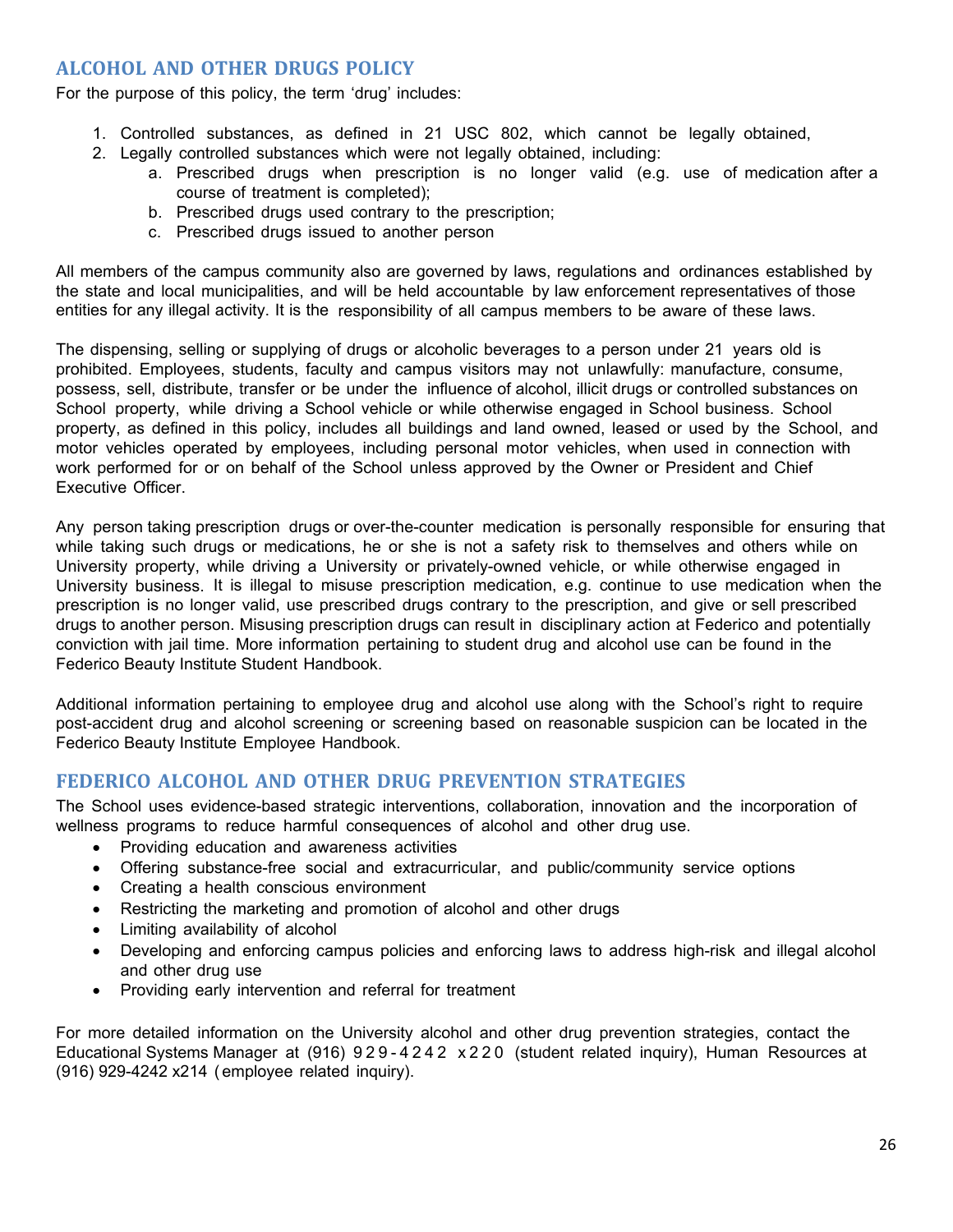## ALCOHOL AND OTHER DRUGS POLICY

For the purpose of this policy, the term 'drug' includes:

1. Controlled substances, as defined in 21 USC 802, which cannot be legally obtained,
2. Legally controlled substances which were not legally obtained, including:
    a. Prescribed drugs when prescription is no longer valid (e.g. use of medication after a course of treatment is completed);
    b. Prescribed drugs used contrary to the prescription;
    c. Prescribed drugs issued to another person

All members of the campus community also are governed by laws, regulations and ordinances established by the state and local municipalities, and will be held accountable by law enforcement representatives of those entities for any illegal activity. It is the responsibility of all campus members to be aware of these laws.

The dispensing, selling or supplying of drugs or alcoholic beverages to a person under 21 years old is prohibited. Employees, students, faculty and campus visitors may not unlawfully: manufacture, consume, possess, sell, distribute, transfer or be under the influence of alcohol, illicit drugs or controlled substances on School property, while driving a School vehicle or while otherwise engaged in School business. School property, as defined in this policy, includes all buildings and land owned, leased or used by the School, and motor vehicles operated by employees, including personal motor vehicles, when used in connection with work performed for or on behalf of the School unless approved by the Owner or President and Chief Executive Officer.

Any person taking prescription drugs or over-the-counter medication is personally responsible for ensuring that while taking such drugs or medications, he or she is not a safety risk to themselves and others while on University property, while driving a University or privately-owned vehicle, or while otherwise engaged in University business. It is illegal to misuse prescription medication, e.g. continue to use medication when the prescription is no longer valid, use prescribed drugs contrary to the prescription, and give or sell prescribed drugs to another person. Misusing prescription drugs can result in disciplinary action at Federico and potentially conviction with jail time. More information pertaining to student drug and alcohol use can be found in the Federico Beauty Institute Student Handbook.

Additional information pertaining to employee drug and alcohol use along with the School's right to require post-accident drug and alcohol screening or screening based on reasonable suspicion can be located in the Federico Beauty Institute Employee Handbook.

## FEDERICO ALCOHOL AND OTHER DRUG PREVENTION STRATEGIES

The School uses evidence-based strategic interventions, collaboration, innovation and the incorporation of wellness programs to reduce harmful consequences of alcohol and other drug use.

- Providing education and awareness activities
- Offering substance-free social and extracurricular, and public/community service options
- Creating a health conscious environment
- Restricting the marketing and promotion of alcohol and other drugs
- Limiting availability of alcohol
- Developing and enforcing campus policies and enforcing laws to address high-risk and illegal alcohol and other drug use
- Providing early intervention and referral for treatment

For more detailed information on the University alcohol and other drug prevention strategies, contact the Educational Systems Manager at (916) 929-4242 x220 (student related inquiry), Human Resources at (916) 929-4242 x214 (employee related inquiry).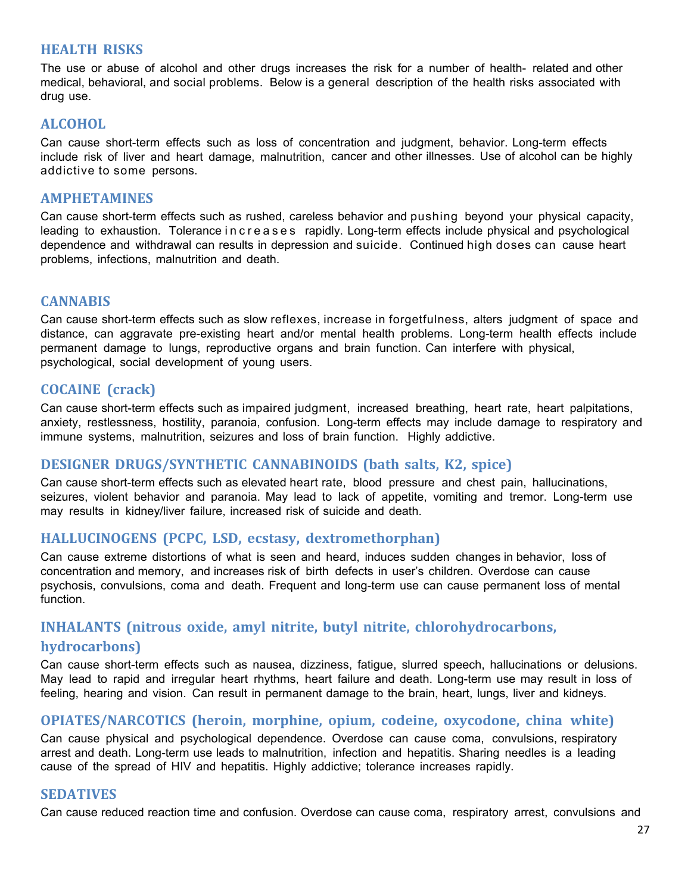## HEALTH RISKS

The use or abuse of alcohol and other drugs increases the risk for a number of health- related and other medical, behavioral, and social problems. Below is a general description of the health risks associated with drug use.

### ALCOHOL

Can cause short-term effects such as loss of concentration and judgment, behavior. Long-term effects include risk of liver and heart damage, malnutrition, cancer and other illnesses. Use of alcohol can be highly addictive to some persons.

### AMPHETAMINES

Can cause short-term effects such as rushed, careless behavior and pushing beyond your physical capacity, leading to exhaustion. Tolerance increases rapidly. Long-term effects include physical and psychological dependence and withdrawal can results in depression and suicide. Continued high doses can cause heart problems, infections, malnutrition and death.

### CANNABIS

Can cause short-term effects such as slow reflexes, increase in forgetfulness, alters judgment of space and distance, can aggravate pre-existing heart and/or mental health problems. Long-term health effects include permanent damage to lungs, reproductive organs and brain function. Can interfere with physical, psychological, social development of young users.

### COCAINE (crack)

Can cause short-term effects such as impaired judgment, increased breathing, heart rate, heart palpitations, anxiety, restlessness, hostility, paranoia, confusion. Long-term effects may include damage to respiratory and immune systems, malnutrition, seizures and loss of brain function. Highly addictive.

### DESIGNER DRUGS/SYNTHETIC CANNABINOIDS (bath salts, K2, spice)

Can cause short-term effects such as elevated heart rate, blood pressure and chest pain, hallucinations, seizures, violent behavior and paranoia. May lead to lack of appetite, vomiting and tremor. Long-term use may results in kidney/liver failure, increased risk of suicide and death.

### HALLUCINOGENS (PCPC, LSD, ecstasy, dextromethorphan)

Can cause extreme distortions of what is seen and heard, induces sudden changes in behavior, loss of concentration and memory, and increases risk of birth defects in user's children. Overdose can cause psychosis, convulsions, coma and death. Frequent and long-term use can cause permanent loss of mental function.

### INHALANTS (nitrous oxide, amyl nitrite, butyl nitrite, chlorohydrocarbons, hydrocarbons)

Can cause short-term effects such as nausea, dizziness, fatigue, slurred speech, hallucinations or delusions. May lead to rapid and irregular heart rhythms, heart failure and death. Long-term use may result in loss of feeling, hearing and vision. Can result in permanent damage to the brain, heart, lungs, liver and kidneys.

### OPIATES/NARCOTICS (heroin, morphine, opium, codeine, oxycodone, china white)

Can cause physical and psychological dependence. Overdose can cause coma, convulsions, respiratory arrest and death. Long-term use leads to malnutrition, infection and hepatitis. Sharing needles is a leading cause of the spread of HIV and hepatitis. Highly addictive; tolerance increases rapidly.

### SEDATIVES

Can cause reduced reaction time and confusion. Overdose can cause coma, respiratory arrest, convulsions and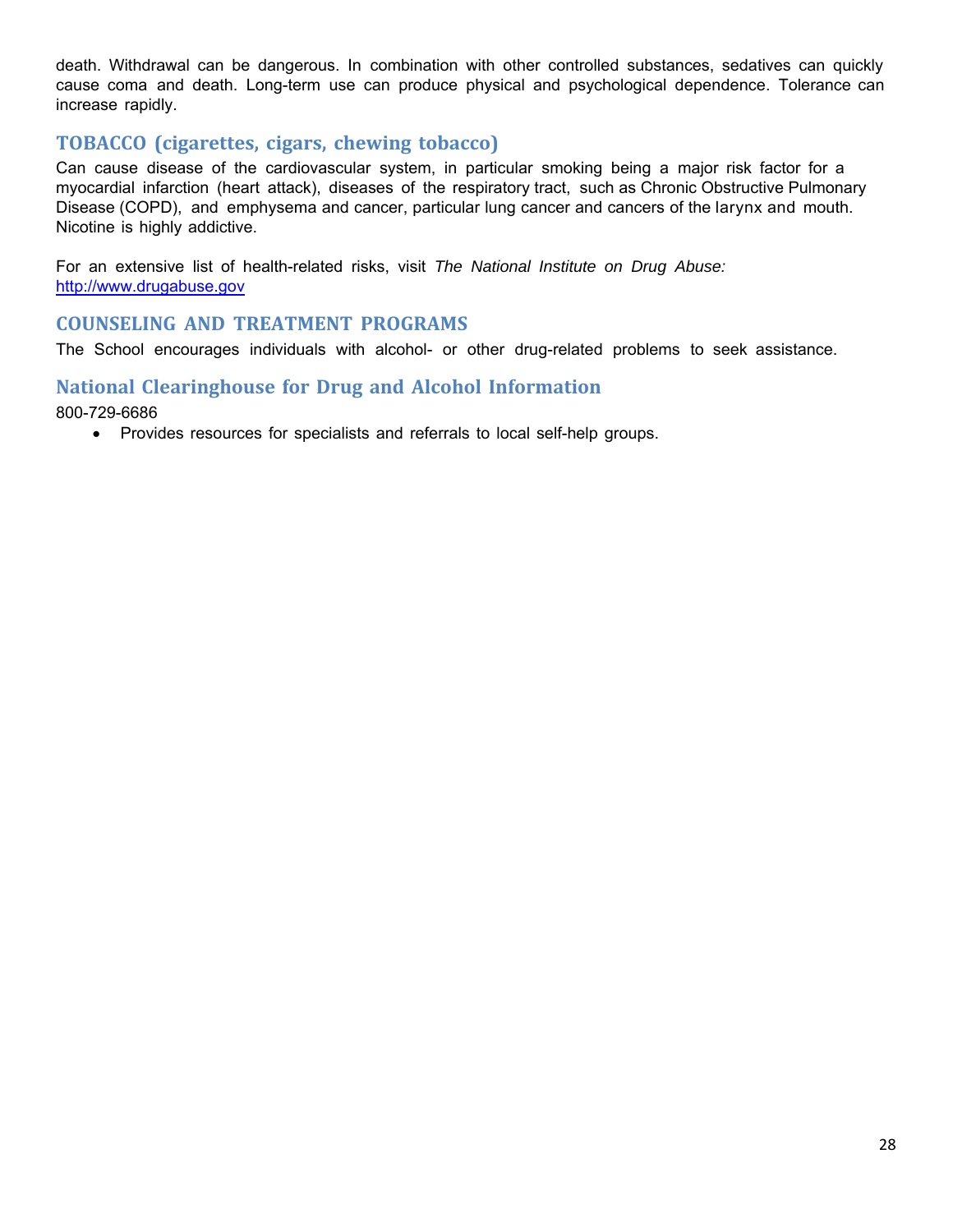death. Withdrawal can be dangerous. In combination with other controlled substances, sedatives can quickly cause coma and death. Long-term use can produce physical and psychological dependence. Tolerance can increase rapidly.

## TOBACCO (cigarettes, cigars, chewing tobacco)

Can cause disease of the cardiovascular system, in particular smoking being a major risk factor for a myocardial infarction (heart attack), diseases of the respiratory tract, such as Chronic Obstructive Pulmonary Disease (COPD), and emphysema and cancer, particular lung cancer and cancers of the larynx and mouth. Nicotine is highly addictive.

For an extensive list of health-related risks, visit *The National Institute on Drug Abuse:* http://www.drugabuse.gov

## COUNSELING AND TREATMENT PROGRAMS

The School encourages individuals with alcohol- or other drug-related problems to seek assistance.

## National Clearinghouse for Drug and Alcohol Information

800-729-6686

- Provides resources for specialists and referrals to local self-help groups.